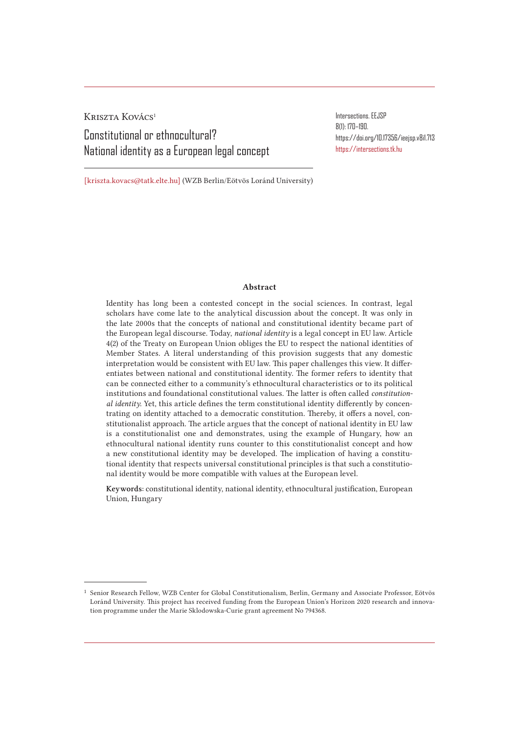Kriszta Kovács[1]

# Constitutional or ethnocultural? National identity as a European legal concept

Intersections. EEJSP
8(1): 170–190.
https://doi.org/10.17356/ieejsp.v8i1.713
https://intersections.tk.hu

[kriszta.kovacs@tatk.elte.hu] (WZB Berlin/Eötvös Loránd University)

## Abstract

Identity has long been a contested concept in the social sciences. In contrast, legal scholars have come late to the analytical discussion about the concept. It was only in the late 2000s that the concepts of national and constitutional identity became part of the European legal discourse. Today, *national identity* is a legal concept in EU law. Article 4(2) of the Treaty on European Union obliges the EU to respect the national identities of Member States. A literal understanding of this provision suggests that any domestic interpretation would be consistent with EU law. This paper challenges this view. It differentiates between national and constitutional identity. The former refers to identity that can be connected either to a community's ethnocultural characteristics or to its political institutions and foundational constitutional values. The latter is often called *constitutional identity*. Yet, this article defines the term constitutional identity differently by concentrating on identity attached to a democratic constitution. Thereby, it offers a novel, constitutionalist approach. The article argues that the concept of national identity in EU law is a constitutionalist one and demonstrates, using the example of Hungary, how an ethnocultural national identity runs counter to this constitutionalist concept and how a new constitutional identity may be developed. The implication of having a constitutional identity that respects universal constitutional principles is that such a constitutional identity would be more compatible with values at the European level.

**Keywords**: constitutional identity, national identity, ethnocultural justification, European Union, Hungary

[1] Senior Research Fellow, WZB Center for Global Constitutionalism, Berlin, Germany and Associate Professor, Eötvös Loránd University. This project has received funding from the European Union's Horizon 2020 research and innovation programme under the Marie Sklodowska-Curie grant agreement No 794368.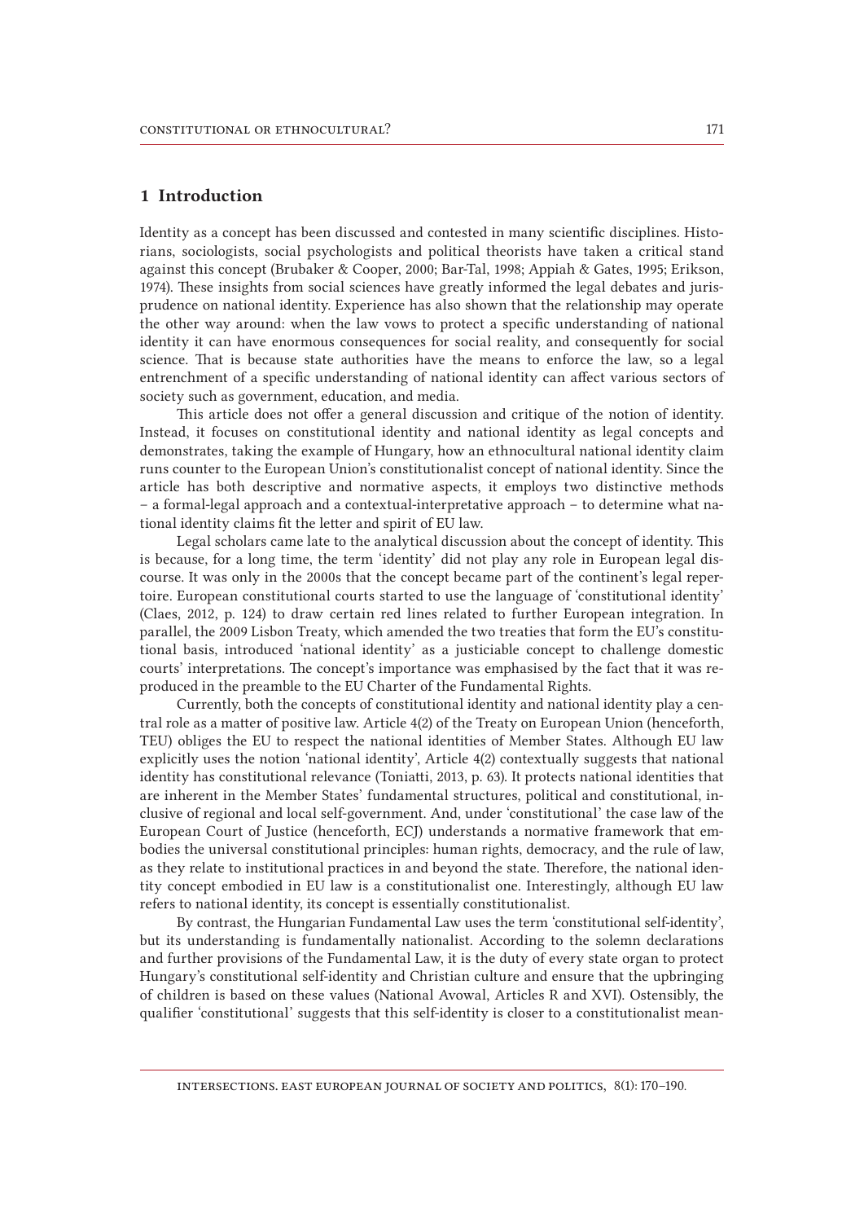## 1 Introduction

Identity as a concept has been discussed and contested in many scientific disciplines. Historians, sociologists, social psychologists and political theorists have taken a critical stand against this concept (Brubaker & Cooper, 2000; Bar-Tal, 1998; Appiah & Gates, 1995; Erikson, 1974). These insights from social sciences have greatly informed the legal debates and jurisprudence on national identity. Experience has also shown that the relationship may operate the other way around: when the law vows to protect a specific understanding of national identity it can have enormous consequences for social reality, and consequently for social science. That is because state authorities have the means to enforce the law, so a legal entrenchment of a specific understanding of national identity can affect various sectors of society such as government, education, and media.

This article does not offer a general discussion and critique of the notion of identity. Instead, it focuses on constitutional identity and national identity as legal concepts and demonstrates, taking the example of Hungary, how an ethnocultural national identity claim runs counter to the European Union's constitutionalist concept of national identity. Since the article has both descriptive and normative aspects, it employs two distinctive methods – a formal-legal approach and a contextual-interpretative approach – to determine what national identity claims fit the letter and spirit of EU law.

Legal scholars came late to the analytical discussion about the concept of identity. This is because, for a long time, the term 'identity' did not play any role in European legal discourse. It was only in the 2000s that the concept became part of the continent's legal repertoire. European constitutional courts started to use the language of 'constitutional identity' (Claes, 2012, p. 124) to draw certain red lines related to further European integration. In parallel, the 2009 Lisbon Treaty, which amended the two treaties that form the EU's constitutional basis, introduced 'national identity' as a justiciable concept to challenge domestic courts' interpretations. The concept's importance was emphasised by the fact that it was reproduced in the preamble to the EU Charter of the Fundamental Rights.

Currently, both the concepts of constitutional identity and national identity play a central role as a matter of positive law. Article 4(2) of the Treaty on European Union (henceforth, TEU) obliges the EU to respect the national identities of Member States. Although EU law explicitly uses the notion 'national identity', Article 4(2) contextually suggests that national identity has constitutional relevance (Toniatti, 2013, p. 63). It protects national identities that are inherent in the Member States' fundamental structures, political and constitutional, inclusive of regional and local self-government. And, under 'constitutional' the case law of the European Court of Justice (henceforth, ECJ) understands a normative framework that embodies the universal constitutional principles: human rights, democracy, and the rule of law, as they relate to institutional practices in and beyond the state. Therefore, the national identity concept embodied in EU law is a constitutionalist one. Interestingly, although EU law refers to national identity, its concept is essentially constitutionalist.

By contrast, the Hungarian Fundamental Law uses the term 'constitutional self-identity', but its understanding is fundamentally nationalist. According to the solemn declarations and further provisions of the Fundamental Law, it is the duty of every state organ to protect Hungary's constitutional self-identity and Christian culture and ensure that the upbringing of children is based on these values (National Avowal, Articles R and XVI). Ostensibly, the qualifier 'constitutional' suggests that this self-identity is closer to a constitutionalist mean-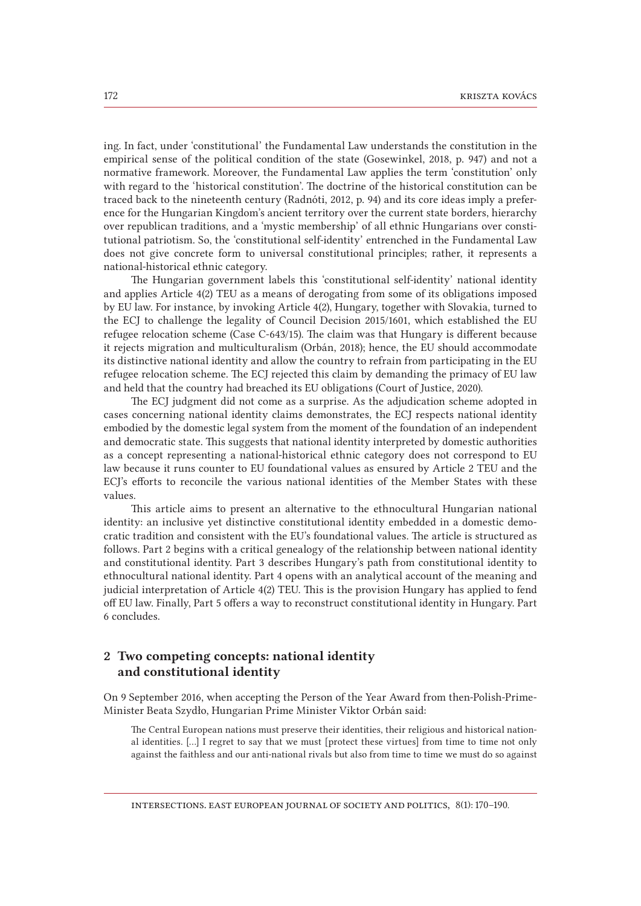ing. In fact, under 'constitutional' the Fundamental Law understands the constitution in the empirical sense of the political condition of the state (Gosewinkel, 2018, p. 947) and not a normative framework. Moreover, the Fundamental Law applies the term 'constitution' only with regard to the 'historical constitution'. The doctrine of the historical constitution can be traced back to the nineteenth century (Radnóti, 2012, p. 94) and its core ideas imply a preference for the Hungarian Kingdom's ancient territory over the current state borders, hierarchy over republican traditions, and a 'mystic membership' of all ethnic Hungarians over constitutional patriotism. So, the 'constitutional self-identity' entrenched in the Fundamental Law does not give concrete form to universal constitutional principles; rather, it represents a national-historical ethnic category.

The Hungarian government labels this 'constitutional self-identity' national identity and applies Article 4(2) TEU as a means of derogating from some of its obligations imposed by EU law. For instance, by invoking Article 4(2), Hungary, together with Slovakia, turned to the ECJ to challenge the legality of Council Decision 2015/1601, which established the EU refugee relocation scheme (Case C-643/15). The claim was that Hungary is different because it rejects migration and multiculturalism (Orbán, 2018); hence, the EU should accommodate its distinctive national identity and allow the country to refrain from participating in the EU refugee relocation scheme. The ECJ rejected this claim by demanding the primacy of EU law and held that the country had breached its EU obligations (Court of Justice, 2020).

The ECJ judgment did not come as a surprise. As the adjudication scheme adopted in cases concerning national identity claims demonstrates, the ECJ respects national identity embodied by the domestic legal system from the moment of the foundation of an independent and democratic state. This suggests that national identity interpreted by domestic authorities as a concept representing a national-historical ethnic category does not correspond to EU law because it runs counter to EU foundational values as ensured by Article 2 TEU and the ECJ's efforts to reconcile the various national identities of the Member States with these values.

This article aims to present an alternative to the ethnocultural Hungarian national identity: an inclusive yet distinctive constitutional identity embedded in a domestic democratic tradition and consistent with the EU's foundational values. The article is structured as follows. Part 2 begins with a critical genealogy of the relationship between national identity and constitutional identity. Part 3 describes Hungary's path from constitutional identity to ethnocultural national identity. Part 4 opens with an analytical account of the meaning and judicial interpretation of Article 4(2) TEU. This is the provision Hungary has applied to fend off EU law. Finally, Part 5 offers a way to reconstruct constitutional identity in Hungary. Part 6 concludes.

## 2 Two competing concepts: national identity and constitutional identity

On 9 September 2016, when accepting the Person of the Year Award from then-Polish-Prime-Minister Beata Szydło, Hungarian Prime Minister Viktor Orbán said:

> The Central European nations must preserve their identities, their religious and historical national identities. […] I regret to say that we must [protect these virtues] from time to time not only against the faithless and our anti-national rivals but also from time to time we must do so against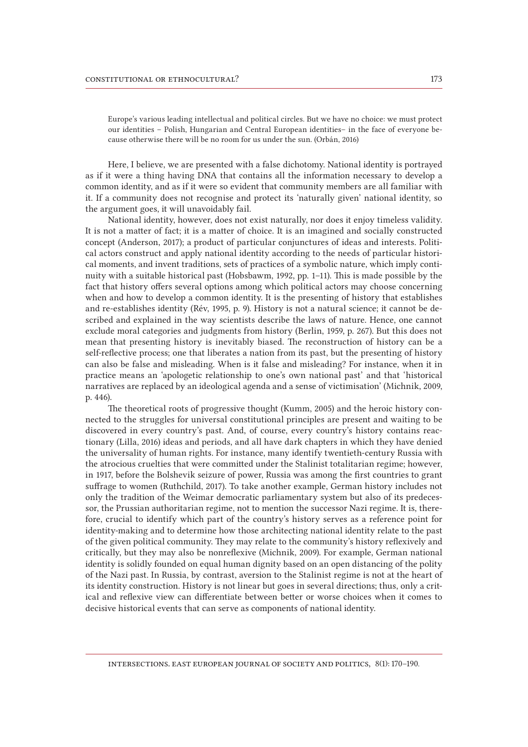> Europe's various leading intellectual and political circles. But we have no choice: we must protect our identities – Polish, Hungarian and Central European identities– in the face of everyone because otherwise there will be no room for us under the sun. (Orbán, 2016)

Here, I believe, we are presented with a false dichotomy. National identity is portrayed as if it were a thing having DNA that contains all the information necessary to develop a common identity, and as if it were so evident that community members are all familiar with it. If a community does not recognise and protect its 'naturally given' national identity, so the argument goes, it will unavoidably fail.

National identity, however, does not exist naturally, nor does it enjoy timeless validity. It is not a matter of fact; it is a matter of choice. It is an imagined and socially constructed concept (Anderson, 2017); a product of particular conjunctures of ideas and interests. Political actors construct and apply national identity according to the needs of particular historical moments, and invent traditions, sets of practices of a symbolic nature, which imply continuity with a suitable historical past (Hobsbawm, 1992, pp. 1–11). This is made possible by the fact that history offers several options among which political actors may choose concerning when and how to develop a common identity. It is the presenting of history that establishes and re-establishes identity (Rév, 1995, p. 9). History is not a natural science; it cannot be described and explained in the way scientists describe the laws of nature. Hence, one cannot exclude moral categories and judgments from history (Berlin, 1959, p. 267). But this does not mean that presenting history is inevitably biased. The reconstruction of history can be a self-reflective process; one that liberates a nation from its past, but the presenting of history can also be false and misleading. When is it false and misleading? For instance, when it in practice means an 'apologetic relationship to one's own national past' and that 'historical narratives are replaced by an ideological agenda and a sense of victimisation' (Michnik, 2009, p. 446).

The theoretical roots of progressive thought (Kumm, 2005) and the heroic history connected to the struggles for universal constitutional principles are present and waiting to be discovered in every country's past. And, of course, every country's history contains reactionary (Lilla, 2016) ideas and periods, and all have dark chapters in which they have denied the universality of human rights. For instance, many identify twentieth-century Russia with the atrocious cruelties that were committed under the Stalinist totalitarian regime; however, in 1917, before the Bolshevik seizure of power, Russia was among the first countries to grant suffrage to women (Ruthchild, 2017). To take another example, German history includes not only the tradition of the Weimar democratic parliamentary system but also of its predecessor, the Prussian authoritarian regime, not to mention the successor Nazi regime. It is, therefore, crucial to identify which part of the country's history serves as a reference point for identity-making and to determine how those architecting national identity relate to the past of the given political community. They may relate to the community's history reflexively and critically, but they may also be nonreflexive (Michnik, 2009). For example, German national identity is solidly founded on equal human dignity based on an open distancing of the polity of the Nazi past. In Russia, by contrast, aversion to the Stalinist regime is not at the heart of its identity construction. History is not linear but goes in several directions; thus, only a critical and reflexive view can differentiate between better or worse choices when it comes to decisive historical events that can serve as components of national identity.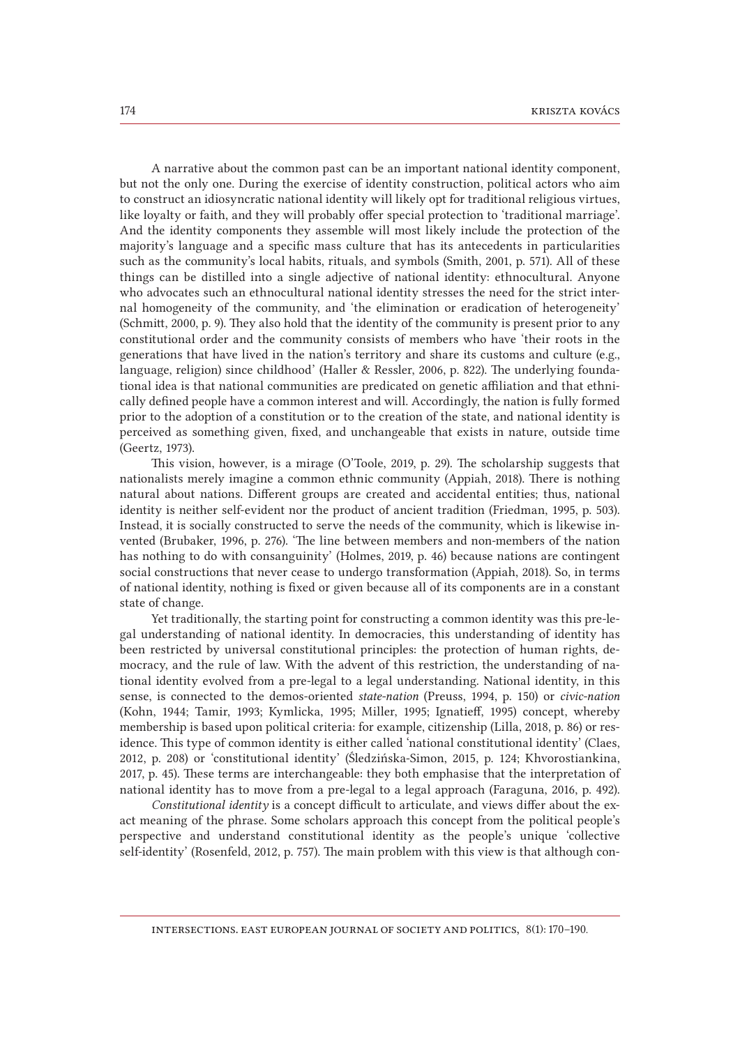A narrative about the common past can be an important national identity component, but not the only one. During the exercise of identity construction, political actors who aim to construct an idiosyncratic national identity will likely opt for traditional religious virtues, like loyalty or faith, and they will probably offer special protection to 'traditional marriage'. And the identity components they assemble will most likely include the protection of the majority's language and a specific mass culture that has its antecedents in particularities such as the community's local habits, rituals, and symbols (Smith, 2001, p. 571). All of these things can be distilled into a single adjective of national identity: ethnocultural. Anyone who advocates such an ethnocultural national identity stresses the need for the strict internal homogeneity of the community, and 'the elimination or eradication of heterogeneity' (Schmitt, 2000, p. 9). They also hold that the identity of the community is present prior to any constitutional order and the community consists of members who have 'their roots in the generations that have lived in the nation's territory and share its customs and culture (e.g., language, religion) since childhood' (Haller & Ressler, 2006, p. 822). The underlying foundational idea is that national communities are predicated on genetic affiliation and that ethnically defined people have a common interest and will. Accordingly, the nation is fully formed prior to the adoption of a constitution or to the creation of the state, and national identity is perceived as something given, fixed, and unchangeable that exists in nature, outside time (Geertz, 1973).

This vision, however, is a mirage (O'Toole, 2019, p. 29). The scholarship suggests that nationalists merely imagine a common ethnic community (Appiah, 2018). There is nothing natural about nations. Different groups are created and accidental entities; thus, national identity is neither self-evident nor the product of ancient tradition (Friedman, 1995, p. 503). Instead, it is socially constructed to serve the needs of the community, which is likewise invented (Brubaker, 1996, p. 276). 'The line between members and non-members of the nation has nothing to do with consanguinity' (Holmes, 2019, p. 46) because nations are contingent social constructions that never cease to undergo transformation (Appiah, 2018). So, in terms of national identity, nothing is fixed or given because all of its components are in a constant state of change.

Yet traditionally, the starting point for constructing a common identity was this pre-legal understanding of national identity. In democracies, this understanding of identity has been restricted by universal constitutional principles: the protection of human rights, democracy, and the rule of law. With the advent of this restriction, the understanding of national identity evolved from a pre-legal to a legal understanding. National identity, in this sense, is connected to the demos-oriented *state-nation* (Preuss, 1994, p. 150) or *civic-nation* (Kohn, 1944; Tamir, 1993; Kymlicka, 1995; Miller, 1995; Ignatieff, 1995) concept, whereby membership is based upon political criteria: for example, citizenship (Lilla, 2018, p. 86) or residence. This type of common identity is either called 'national constitutional identity' (Claes, 2012, p. 208) or 'constitutional identity' (Śledzińska-Simon, 2015, p. 124; Khvorostiankina, 2017, p. 45). These terms are interchangeable: they both emphasise that the interpretation of national identity has to move from a pre-legal to a legal approach (Faraguna, 2016, p. 492).

*Constitutional identity* is a concept difficult to articulate, and views differ about the exact meaning of the phrase. Some scholars approach this concept from the political people's perspective and understand constitutional identity as the people's unique 'collective self-identity' (Rosenfeld, 2012, p. 757). The main problem with this view is that although con-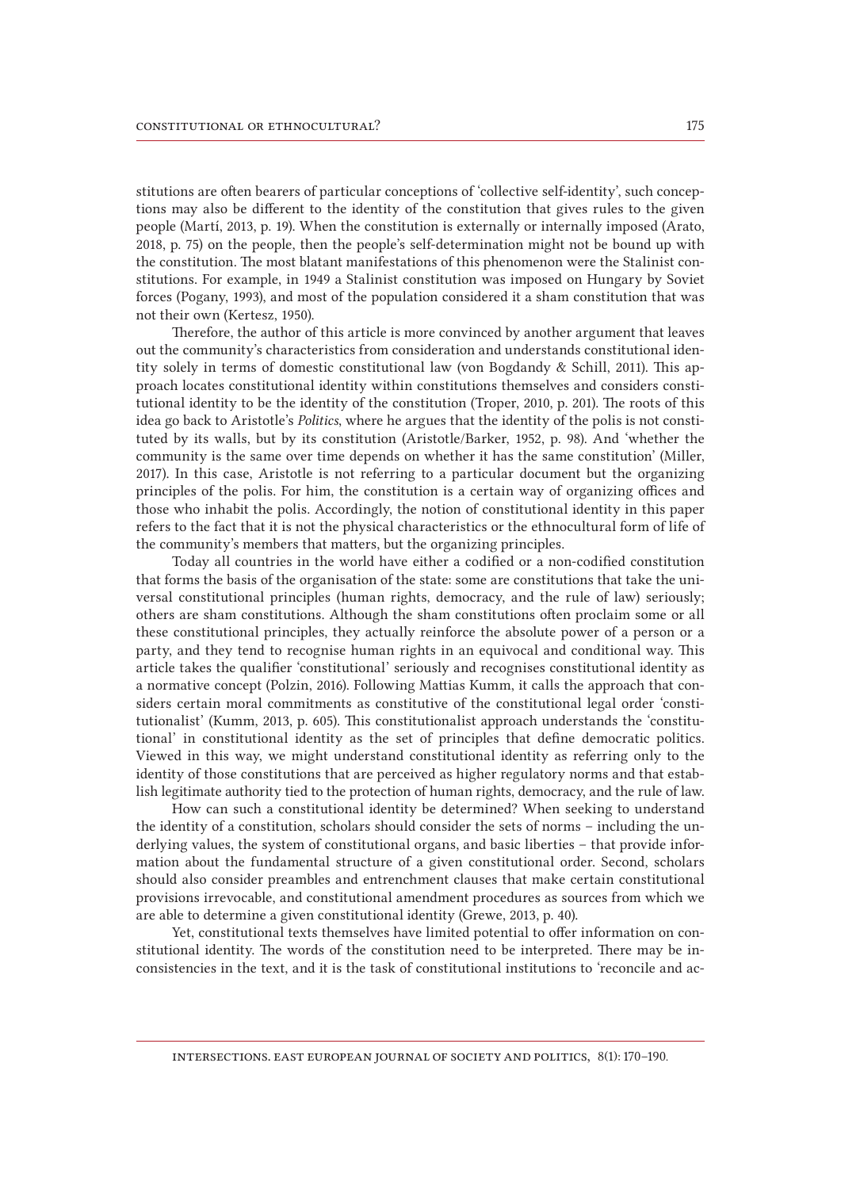stitutions are often bearers of particular conceptions of 'collective self-identity', such conceptions may also be different to the identity of the constitution that gives rules to the given people (Martí, 2013, p. 19). When the constitution is externally or internally imposed (Arato, 2018, p. 75) on the people, then the people's self-determination might not be bound up with the constitution. The most blatant manifestations of this phenomenon were the Stalinist constitutions. For example, in 1949 a Stalinist constitution was imposed on Hungary by Soviet forces (Pogany, 1993), and most of the population considered it a sham constitution that was not their own (Kertesz, 1950).

Therefore, the author of this article is more convinced by another argument that leaves out the community's characteristics from consideration and understands constitutional identity solely in terms of domestic constitutional law (von Bogdandy & Schill, 2011). This approach locates constitutional identity within constitutions themselves and considers constitutional identity to be the identity of the constitution (Troper, 2010, p. 201). The roots of this idea go back to Aristotle's *Politics*, where he argues that the identity of the polis is not constituted by its walls, but by its constitution (Aristotle/Barker, 1952, p. 98). And 'whether the community is the same over time depends on whether it has the same constitution' (Miller, 2017). In this case, Aristotle is not referring to a particular document but the organizing principles of the polis. For him, the constitution is a certain way of organizing offices and those who inhabit the polis. Accordingly, the notion of constitutional identity in this paper refers to the fact that it is not the physical characteristics or the ethnocultural form of life of the community's members that matters, but the organizing principles.

Today all countries in the world have either a codified or a non-codified constitution that forms the basis of the organisation of the state: some are constitutions that take the universal constitutional principles (human rights, democracy, and the rule of law) seriously; others are sham constitutions. Although the sham constitutions often proclaim some or all these constitutional principles, they actually reinforce the absolute power of a person or a party, and they tend to recognise human rights in an equivocal and conditional way. This article takes the qualifier 'constitutional' seriously and recognises constitutional identity as a normative concept (Polzin, 2016). Following Mattias Kumm, it calls the approach that considers certain moral commitments as constitutive of the constitutional legal order 'constitutionalist' (Kumm, 2013, p. 605). This constitutionalist approach understands the 'constitutional' in constitutional identity as the set of principles that define democratic politics. Viewed in this way, we might understand constitutional identity as referring only to the identity of those constitutions that are perceived as higher regulatory norms and that establish legitimate authority tied to the protection of human rights, democracy, and the rule of law.

How can such a constitutional identity be determined? When seeking to understand the identity of a constitution, scholars should consider the sets of norms – including the underlying values, the system of constitutional organs, and basic liberties – that provide information about the fundamental structure of a given constitutional order. Second, scholars should also consider preambles and entrenchment clauses that make certain constitutional provisions irrevocable, and constitutional amendment procedures as sources from which we are able to determine a given constitutional identity (Grewe, 2013, p. 40).

Yet, constitutional texts themselves have limited potential to offer information on constitutional identity. The words of the constitution need to be interpreted. There may be inconsistencies in the text, and it is the task of constitutional institutions to 'reconcile and ac-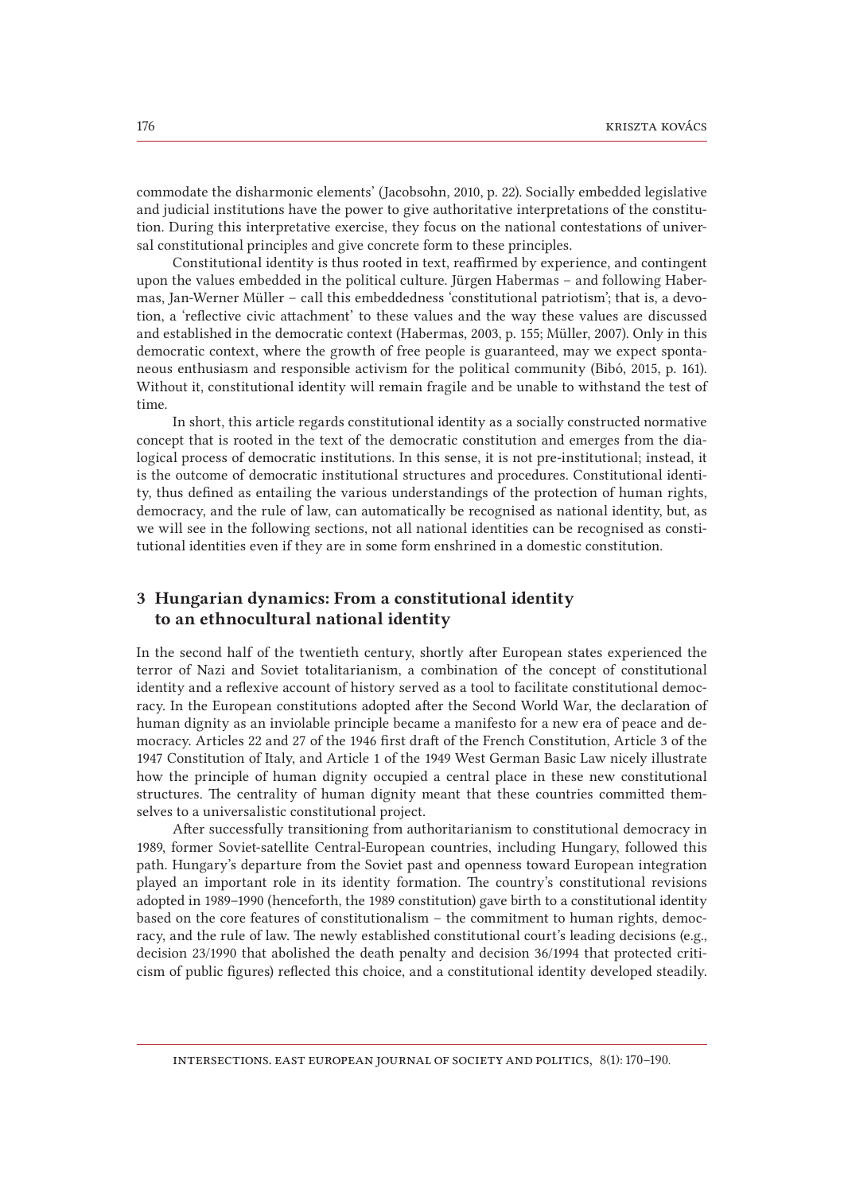commodate the disharmonic elements' (Jacobsohn, 2010, p. 22). Socially embedded legislative and judicial institutions have the power to give authoritative interpretations of the constitution. During this interpretative exercise, they focus on the national contestations of universal constitutional principles and give concrete form to these principles.

Constitutional identity is thus rooted in text, reaffirmed by experience, and contingent upon the values embedded in the political culture. Jürgen Habermas – and following Habermas, Jan-Werner Müller – call this embeddedness 'constitutional patriotism'; that is, a devotion, a 'reflective civic attachment' to these values and the way these values are discussed and established in the democratic context (Habermas, 2003, p. 155; Müller, 2007). Only in this democratic context, where the growth of free people is guaranteed, may we expect spontaneous enthusiasm and responsible activism for the political community (Bibó, 2015, p. 161). Without it, constitutional identity will remain fragile and be unable to withstand the test of time.

In short, this article regards constitutional identity as a socially constructed normative concept that is rooted in the text of the democratic constitution and emerges from the dialogical process of democratic institutions. In this sense, it is not pre-institutional; instead, it is the outcome of democratic institutional structures and procedures. Constitutional identity, thus defined as entailing the various understandings of the protection of human rights, democracy, and the rule of law, can automatically be recognised as national identity, but, as we will see in the following sections, not all national identities can be recognised as constitutional identities even if they are in some form enshrined in a domestic constitution.

## 3 Hungarian dynamics: From a constitutional identity to an ethnocultural national identity

In the second half of the twentieth century, shortly after European states experienced the terror of Nazi and Soviet totalitarianism, a combination of the concept of constitutional identity and a reflexive account of history served as a tool to facilitate constitutional democracy. In the European constitutions adopted after the Second World War, the declaration of human dignity as an inviolable principle became a manifesto for a new era of peace and democracy. Articles 22 and 27 of the 1946 first draft of the French Constitution, Article 3 of the 1947 Constitution of Italy, and Article 1 of the 1949 West German Basic Law nicely illustrate how the principle of human dignity occupied a central place in these new constitutional structures. The centrality of human dignity meant that these countries committed themselves to a universalistic constitutional project.

After successfully transitioning from authoritarianism to constitutional democracy in 1989, former Soviet-satellite Central-European countries, including Hungary, followed this path. Hungary's departure from the Soviet past and openness toward European integration played an important role in its identity formation. The country's constitutional revisions adopted in 1989–1990 (henceforth, the 1989 constitution) gave birth to a constitutional identity based on the core features of constitutionalism – the commitment to human rights, democracy, and the rule of law. The newly established constitutional court's leading decisions (e.g., decision 23/1990 that abolished the death penalty and decision 36/1994 that protected criticism of public figures) reflected this choice, and a constitutional identity developed steadily.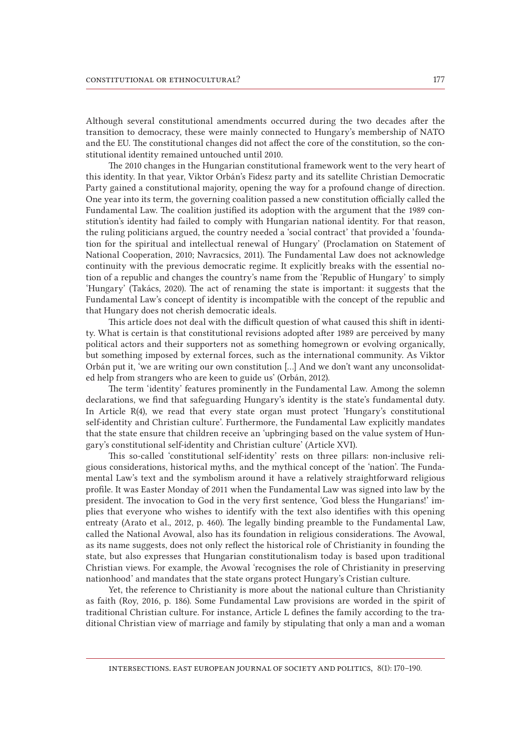Although several constitutional amendments occurred during the two decades after the transition to democracy, these were mainly connected to Hungary's membership of NATO and the EU. The constitutional changes did not affect the core of the constitution, so the constitutional identity remained untouched until 2010.

The 2010 changes in the Hungarian constitutional framework went to the very heart of this identity. In that year, Viktor Orbán's Fidesz party and its satellite Christian Democratic Party gained a constitutional majority, opening the way for a profound change of direction. One year into its term, the governing coalition passed a new constitution officially called the Fundamental Law. The coalition justified its adoption with the argument that the 1989 constitution's identity had failed to comply with Hungarian national identity. For that reason, the ruling politicians argued, the country needed a 'social contract' that provided a 'foundation for the spiritual and intellectual renewal of Hungary' (Proclamation on Statement of National Cooperation, 2010; Navracsics, 2011). The Fundamental Law does not acknowledge continuity with the previous democratic regime. It explicitly breaks with the essential notion of a republic and changes the country's name from the 'Republic of Hungary' to simply 'Hungary' (Takács, 2020). The act of renaming the state is important: it suggests that the Fundamental Law's concept of identity is incompatible with the concept of the republic and that Hungary does not cherish democratic ideals.

This article does not deal with the difficult question of what caused this shift in identity. What is certain is that constitutional revisions adopted after 1989 are perceived by many political actors and their supporters not as something homegrown or evolving organically, but something imposed by external forces, such as the international community. As Viktor Orbán put it, 'we are writing our own constitution [...] And we don't want any unconsolidated help from strangers who are keen to guide us' (Orbán, 2012).

The term 'identity' features prominently in the Fundamental Law. Among the solemn declarations, we find that safeguarding Hungary's identity is the state's fundamental duty. In Article R(4), we read that every state organ must protect 'Hungary's constitutional self-identity and Christian culture'. Furthermore, the Fundamental Law explicitly mandates that the state ensure that children receive an 'upbringing based on the value system of Hungary's constitutional self-identity and Christian culture' (Article XVI).

This so-called 'constitutional self-identity' rests on three pillars: non-inclusive religious considerations, historical myths, and the mythical concept of the 'nation'. The Fundamental Law's text and the symbolism around it have a relatively straightforward religious profile. It was Easter Monday of 2011 when the Fundamental Law was signed into law by the president. The invocation to God in the very first sentence, 'God bless the Hungarians!' implies that everyone who wishes to identify with the text also identifies with this opening entreaty (Arato et al., 2012, p. 460). The legally binding preamble to the Fundamental Law, called the National Avowal, also has its foundation in religious considerations. The Avowal, as its name suggests, does not only reflect the historical role of Christianity in founding the state, but also expresses that Hungarian constitutionalism today is based upon traditional Christian views. For example, the Avowal 'recognises the role of Christianity in preserving nationhood' and mandates that the state organs protect Hungary's Cristian culture.

Yet, the reference to Christianity is more about the national culture than Christianity as faith (Roy, 2016, p. 186). Some Fundamental Law provisions are worded in the spirit of traditional Christian culture. For instance, Article L defines the family according to the traditional Christian view of marriage and family by stipulating that only a man and a woman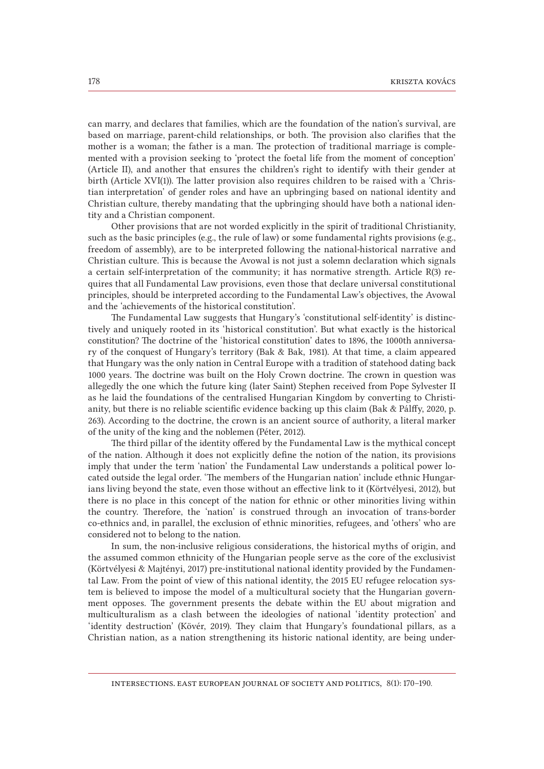can marry, and declares that families, which are the foundation of the nation's survival, are based on marriage, parent-child relationships, or both. The provision also clarifies that the mother is a woman; the father is a man. The protection of traditional marriage is complemented with a provision seeking to 'protect the foetal life from the moment of conception' (Article II), and another that ensures the children's right to identify with their gender at birth (Article XVI(1)). The latter provision also requires children to be raised with a 'Christian interpretation' of gender roles and have an upbringing based on national identity and Christian culture, thereby mandating that the upbringing should have both a national identity and a Christian component.

Other provisions that are not worded explicitly in the spirit of traditional Christianity, such as the basic principles (e.g., the rule of law) or some fundamental rights provisions (e.g., freedom of assembly), are to be interpreted following the national-historical narrative and Christian culture. This is because the Avowal is not just a solemn declaration which signals a certain self-interpretation of the community; it has normative strength. Article R(3) requires that all Fundamental Law provisions, even those that declare universal constitutional principles, should be interpreted according to the Fundamental Law's objectives, the Avowal and the 'achievements of the historical constitution'.

The Fundamental Law suggests that Hungary's 'constitutional self-identity' is distinctively and uniquely rooted in its 'historical constitution'. But what exactly is the historical constitution? The doctrine of the 'historical constitution' dates to 1896, the 1000th anniversary of the conquest of Hungary's territory (Bak & Bak, 1981). At that time, a claim appeared that Hungary was the only nation in Central Europe with a tradition of statehood dating back 1000 years. The doctrine was built on the Holy Crown doctrine. The crown in question was allegedly the one which the future king (later Saint) Stephen received from Pope Sylvester II as he laid the foundations of the centralised Hungarian Kingdom by converting to Christianity, but there is no reliable scientific evidence backing up this claim (Bak & Pálffy, 2020, p. 263). According to the doctrine, the crown is an ancient source of authority, a literal marker of the unity of the king and the noblemen (Péter, 2012).

The third pillar of the identity offered by the Fundamental Law is the mythical concept of the nation. Although it does not explicitly define the notion of the nation, its provisions imply that under the term 'nation' the Fundamental Law understands a political power located outside the legal order. 'The members of the Hungarian nation' include ethnic Hungarians living beyond the state, even those without an effective link to it (Körtvélyesi, 2012), but there is no place in this concept of the nation for ethnic or other minorities living within the country. Therefore, the 'nation' is construed through an invocation of trans-border co-ethnics and, in parallel, the exclusion of ethnic minorities, refugees, and 'others' who are considered not to belong to the nation.

In sum, the non-inclusive religious considerations, the historical myths of origin, and the assumed common ethnicity of the Hungarian people serve as the core of the exclusivist (Körtvélyesi & Majtényi, 2017) pre-institutional national identity provided by the Fundamental Law. From the point of view of this national identity, the 2015 EU refugee relocation system is believed to impose the model of a multicultural society that the Hungarian government opposes. The government presents the debate within the EU about migration and multiculturalism as a clash between the ideologies of national 'identity protection' and 'identity destruction' (Kövér, 2019). They claim that Hungary's foundational pillars, as a Christian nation, as a nation strengthening its historic national identity, are being under-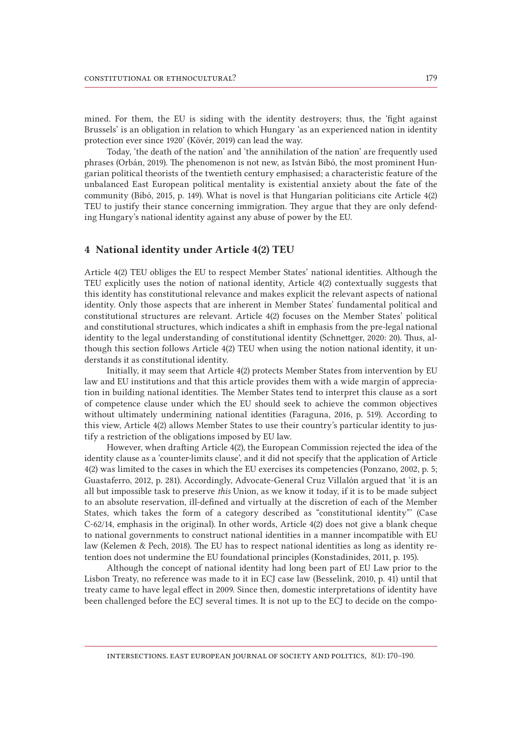mined. For them, the EU is siding with the identity destroyers; thus, the 'fight against Brussels' is an obligation in relation to which Hungary 'as an experienced nation in identity protection ever since 1920' (Kövér, 2019) can lead the way.

Today, 'the death of the nation' and 'the annihilation of the nation' are frequently used phrases (Orbán, 2019). The phenomenon is not new, as István Bibó, the most prominent Hungarian political theorists of the twentieth century emphasised; a characteristic feature of the unbalanced East European political mentality is existential anxiety about the fate of the community (Bibó, 2015, p. 149). What is novel is that Hungarian politicians cite Article 4(2) TEU to justify their stance concerning immigration. They argue that they are only defending Hungary's national identity against any abuse of power by the EU.

## 4 National identity under Article 4(2) TEU

Article 4(2) TEU obliges the EU to respect Member States' national identities. Although the TEU explicitly uses the notion of national identity, Article 4(2) contextually suggests that this identity has constitutional relevance and makes explicit the relevant aspects of national identity. Only those aspects that are inherent in Member States' fundamental political and constitutional structures are relevant. Article 4(2) focuses on the Member States' political and constitutional structures, which indicates a shift in emphasis from the pre-legal national identity to the legal understanding of constitutional identity (Schnettger, 2020: 20). Thus, although this section follows Article 4(2) TEU when using the notion national identity, it understands it as constitutional identity.

Initially, it may seem that Article 4(2) protects Member States from intervention by EU law and EU institutions and that this article provides them with a wide margin of appreciation in building national identities. The Member States tend to interpret this clause as a sort of competence clause under which the EU should seek to achieve the common objectives without ultimately undermining national identities (Faraguna, 2016, p. 519). According to this view, Article 4(2) allows Member States to use their country's particular identity to justify a restriction of the obligations imposed by EU law.

However, when drafting Article 4(2), the European Commission rejected the idea of the identity clause as a 'counter-limits clause', and it did not specify that the application of Article 4(2) was limited to the cases in which the EU exercises its competencies (Ponzano, 2002, p. 5; Guastaferro, 2012, p. 281). Accordingly, Advocate-General Cruz Villalón argued that 'it is an all but impossible task to preserve *this* Union, as we know it today, if it is to be made subject to an absolute reservation, ill-defined and virtually at the discretion of each of the Member States, which takes the form of a category described as "constitutional identity"' (Case C-62/14, emphasis in the original). In other words, Article 4(2) does not give a blank cheque to national governments to construct national identities in a manner incompatible with EU law (Kelemen & Pech, 2018). The EU has to respect national identities as long as identity retention does not undermine the EU foundational principles (Konstadinides, 2011, p. 195).

Although the concept of national identity had long been part of EU Law prior to the Lisbon Treaty, no reference was made to it in ECJ case law (Besselink, 2010, p. 41) until that treaty came to have legal effect in 2009. Since then, domestic interpretations of identity have been challenged before the ECJ several times. It is not up to the ECJ to decide on the compo-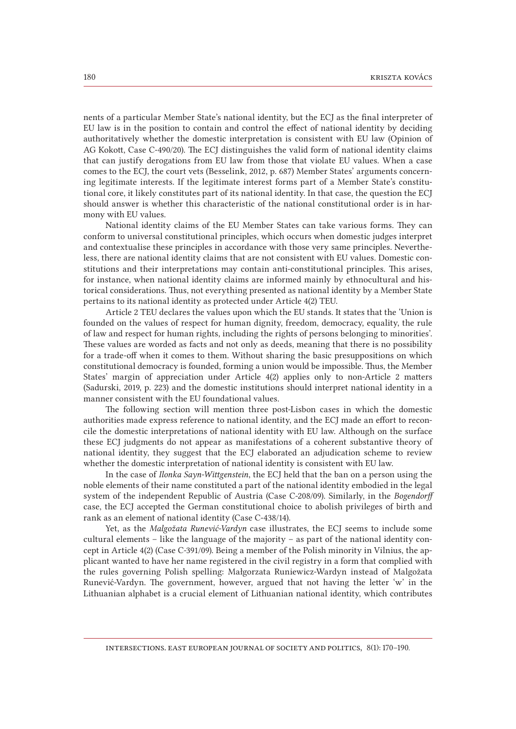nents of a particular Member State's national identity, but the ECJ as the final interpreter of EU law is in the position to contain and control the effect of national identity by deciding authoritatively whether the domestic interpretation is consistent with EU law (Opinion of AG Kokott, Case C-490/20). The ECJ distinguishes the valid form of national identity claims that can justify derogations from EU law from those that violate EU values. When a case comes to the ECJ, the court vets (Besselink, 2012, p. 687) Member States' arguments concerning legitimate interests. If the legitimate interest forms part of a Member State's constitutional core, it likely constitutes part of its national identity. In that case, the question the ECJ should answer is whether this characteristic of the national constitutional order is in harmony with EU values.

National identity claims of the EU Member States can take various forms. They can conform to universal constitutional principles, which occurs when domestic judges interpret and contextualise these principles in accordance with those very same principles. Nevertheless, there are national identity claims that are not consistent with EU values. Domestic constitutions and their interpretations may contain anti-constitutional principles. This arises, for instance, when national identity claims are informed mainly by ethnocultural and historical considerations. Thus, not everything presented as national identity by a Member State pertains to its national identity as protected under Article 4(2) TEU.

Article 2 TEU declares the values upon which the EU stands. It states that the 'Union is founded on the values of respect for human dignity, freedom, democracy, equality, the rule of law and respect for human rights, including the rights of persons belonging to minorities'. These values are worded as facts and not only as deeds, meaning that there is no possibility for a trade-off when it comes to them. Without sharing the basic presuppositions on which constitutional democracy is founded, forming a union would be impossible. Thus, the Member States' margin of appreciation under Article 4(2) applies only to non-Article 2 matters (Sadurski, 2019, p. 223) and the domestic institutions should interpret national identity in a manner consistent with the EU foundational values.

The following section will mention three post-Lisbon cases in which the domestic authorities made express reference to national identity, and the ECJ made an effort to reconcile the domestic interpretations of national identity with EU law. Although on the surface these ECJ judgments do not appear as manifestations of a coherent substantive theory of national identity, they suggest that the ECJ elaborated an adjudication scheme to review whether the domestic interpretation of national identity is consistent with EU law.

In the case of *Ilonka Sayn-Wittgenstein*, the ECJ held that the ban on a person using the noble elements of their name constituted a part of the national identity embodied in the legal system of the independent Republic of Austria (Case C-208/09). Similarly, in the *Bogendorff* case, the ECJ accepted the German constitutional choice to abolish privileges of birth and rank as an element of national identity (Case C-438/14).

Yet, as the *Malgožata Runević-Vardyn* case illustrates, the ECJ seems to include some cultural elements – like the language of the majority – as part of the national identity concept in Article 4(2) (Case C-391/09). Being a member of the Polish minority in Vilnius, the applicant wanted to have her name registered in the civil registry in a form that complied with the rules governing Polish spelling: Małgorzata Runiewicz-Wardyn instead of Malgožata Runević-Vardyn. The government, however, argued that not having the letter 'w' in the Lithuanian alphabet is a crucial element of Lithuanian national identity, which contributes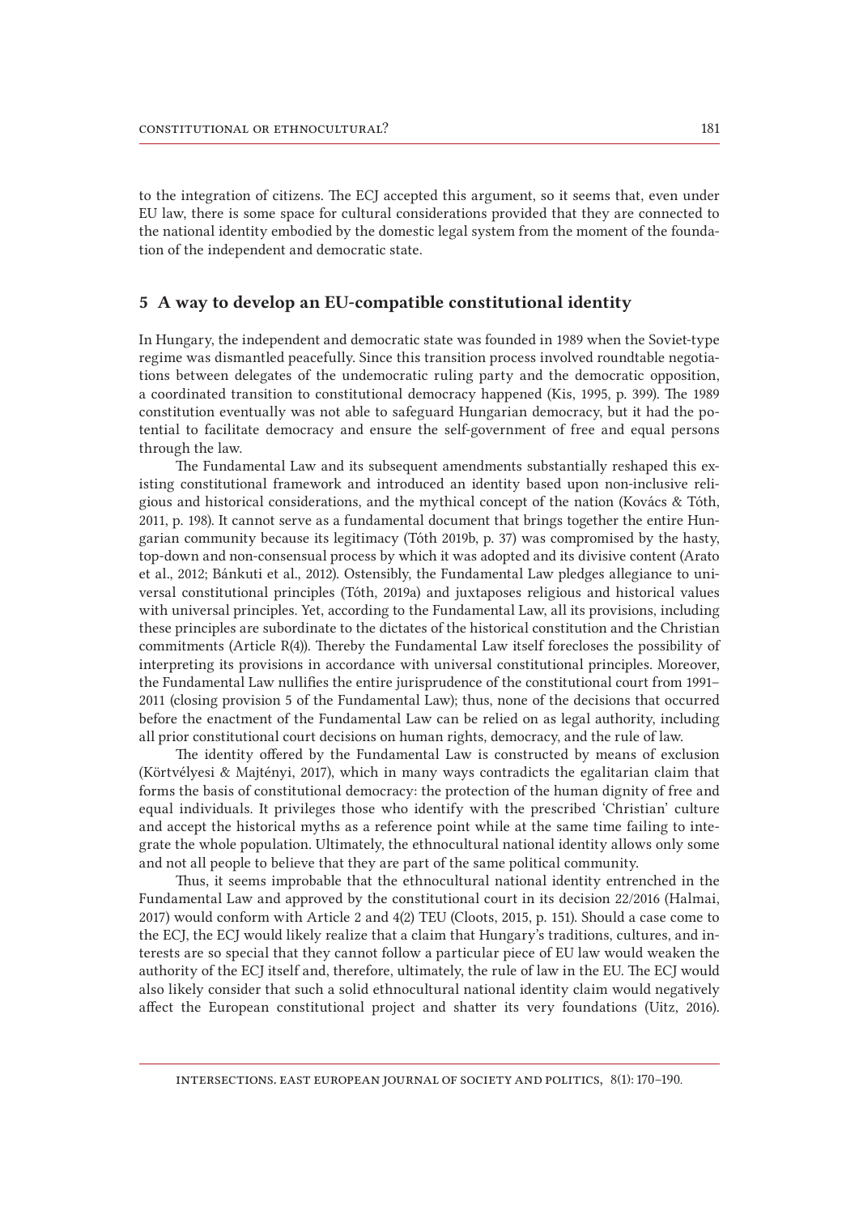to the integration of citizens. The ECJ accepted this argument, so it seems that, even under EU law, there is some space for cultural considerations provided that they are connected to the national identity embodied by the domestic legal system from the moment of the foundation of the independent and democratic state.

## 5 A way to develop an EU-compatible constitutional identity

In Hungary, the independent and democratic state was founded in 1989 when the Soviet-type regime was dismantled peacefully. Since this transition process involved roundtable negotiations between delegates of the undemocratic ruling party and the democratic opposition, a coordinated transition to constitutional democracy happened (Kis, 1995, p. 399). The 1989 constitution eventually was not able to safeguard Hungarian democracy, but it had the potential to facilitate democracy and ensure the self-government of free and equal persons through the law.

The Fundamental Law and its subsequent amendments substantially reshaped this existing constitutional framework and introduced an identity based upon non-inclusive religious and historical considerations, and the mythical concept of the nation (Kovács & Tóth, 2011, p. 198). It cannot serve as a fundamental document that brings together the entire Hungarian community because its legitimacy (Tóth 2019b, p. 37) was compromised by the hasty, top-down and non-consensual process by which it was adopted and its divisive content (Arato et al., 2012; Bánkuti et al., 2012). Ostensibly, the Fundamental Law pledges allegiance to universal constitutional principles (Tóth, 2019a) and juxtaposes religious and historical values with universal principles. Yet, according to the Fundamental Law, all its provisions, including these principles are subordinate to the dictates of the historical constitution and the Christian commitments (Article R(4)). Thereby the Fundamental Law itself forecloses the possibility of interpreting its provisions in accordance with universal constitutional principles. Moreover, the Fundamental Law nullifies the entire jurisprudence of the constitutional court from 1991–2011 (closing provision 5 of the Fundamental Law); thus, none of the decisions that occurred before the enactment of the Fundamental Law can be relied on as legal authority, including all prior constitutional court decisions on human rights, democracy, and the rule of law.

The identity offered by the Fundamental Law is constructed by means of exclusion (Körtvélyesi & Majtényi, 2017), which in many ways contradicts the egalitarian claim that forms the basis of constitutional democracy: the protection of the human dignity of free and equal individuals. It privileges those who identify with the prescribed 'Christian' culture and accept the historical myths as a reference point while at the same time failing to integrate the whole population. Ultimately, the ethnocultural national identity allows only some and not all people to believe that they are part of the same political community.

Thus, it seems improbable that the ethnocultural national identity entrenched in the Fundamental Law and approved by the constitutional court in its decision 22/2016 (Halmai, 2017) would conform with Article 2 and 4(2) TEU (Cloots, 2015, p. 151). Should a case come to the ECJ, the ECJ would likely realize that a claim that Hungary's traditions, cultures, and interests are so special that they cannot follow a particular piece of EU law would weaken the authority of the ECJ itself and, therefore, ultimately, the rule of law in the EU. The ECJ would also likely consider that such a solid ethnocultural national identity claim would negatively affect the European constitutional project and shatter its very foundations (Uitz, 2016).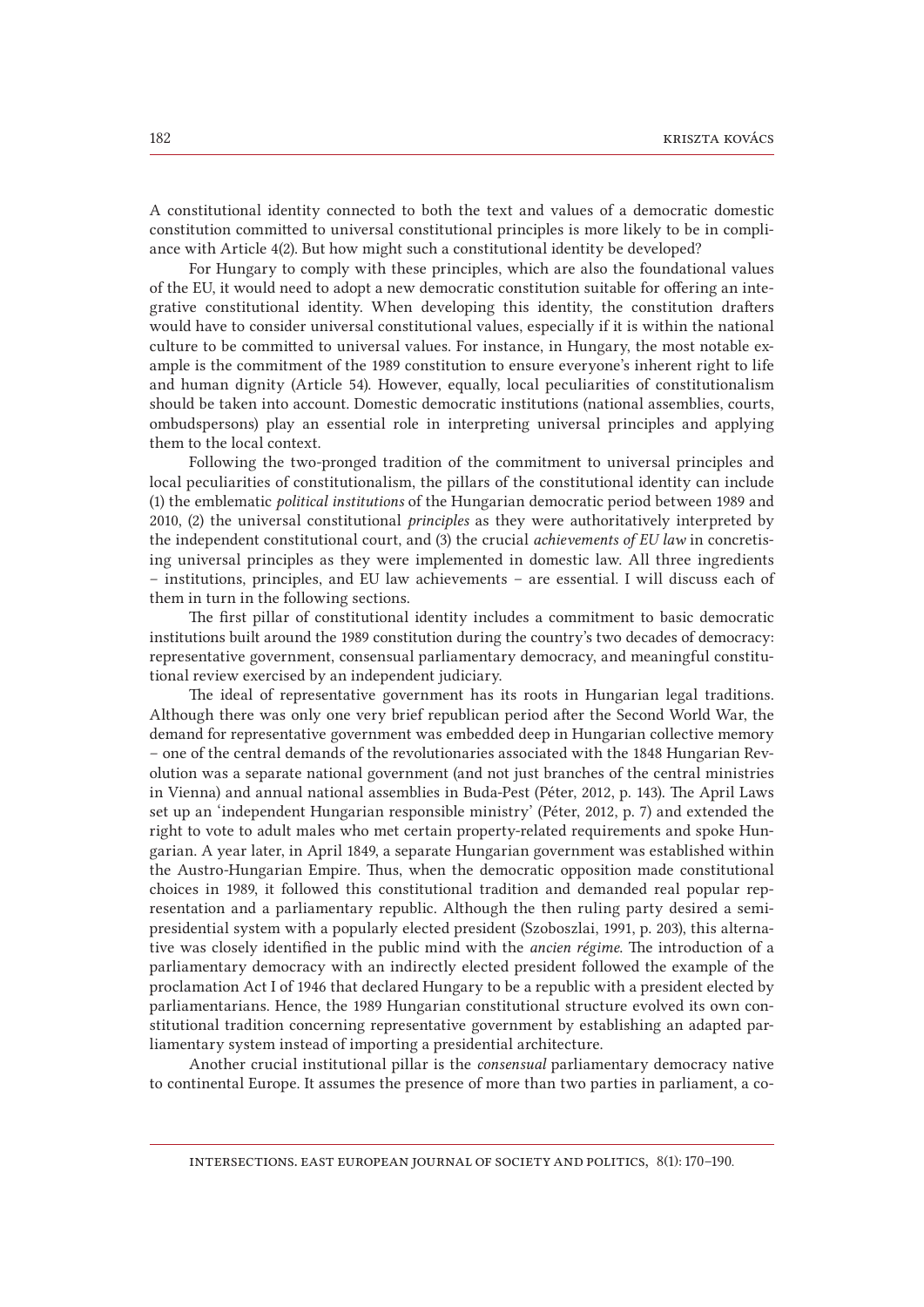A constitutional identity connected to both the text and values of a democratic domestic constitution committed to universal constitutional principles is more likely to be in compliance with Article 4(2). But how might such a constitutional identity be developed?

For Hungary to comply with these principles, which are also the foundational values of the EU, it would need to adopt a new democratic constitution suitable for offering an integrative constitutional identity. When developing this identity, the constitution drafters would have to consider universal constitutional values, especially if it is within the national culture to be committed to universal values. For instance, in Hungary, the most notable example is the commitment of the 1989 constitution to ensure everyone's inherent right to life and human dignity (Article 54). However, equally, local peculiarities of constitutionalism should be taken into account. Domestic democratic institutions (national assemblies, courts, ombudspersons) play an essential role in interpreting universal principles and applying them to the local context.

Following the two-pronged tradition of the commitment to universal principles and local peculiarities of constitutionalism, the pillars of the constitutional identity can include (1) the emblematic *political institutions* of the Hungarian democratic period between 1989 and 2010, (2) the universal constitutional *principles* as they were authoritatively interpreted by the independent constitutional court, and (3) the crucial *achievements of EU law* in concretising universal principles as they were implemented in domestic law. All three ingredients – institutions, principles, and EU law achievements – are essential. I will discuss each of them in turn in the following sections.

The first pillar of constitutional identity includes a commitment to basic democratic institutions built around the 1989 constitution during the country's two decades of democracy: representative government, consensual parliamentary democracy, and meaningful constitutional review exercised by an independent judiciary.

The ideal of representative government has its roots in Hungarian legal traditions. Although there was only one very brief republican period after the Second World War, the demand for representative government was embedded deep in Hungarian collective memory – one of the central demands of the revolutionaries associated with the 1848 Hungarian Revolution was a separate national government (and not just branches of the central ministries in Vienna) and annual national assemblies in Buda-Pest (Péter, 2012, p. 143). The April Laws set up an 'independent Hungarian responsible ministry' (Péter, 2012, p. 7) and extended the right to vote to adult males who met certain property-related requirements and spoke Hungarian. A year later, in April 1849, a separate Hungarian government was established within the Austro-Hungarian Empire. Thus, when the democratic opposition made constitutional choices in 1989, it followed this constitutional tradition and demanded real popular representation and a parliamentary republic. Although the then ruling party desired a semi-presidential system with a popularly elected president (Szoboszlai, 1991, p. 203), this alternative was closely identified in the public mind with the *ancien régime*. The introduction of a parliamentary democracy with an indirectly elected president followed the example of the proclamation Act I of 1946 that declared Hungary to be a republic with a president elected by parliamentarians. Hence, the 1989 Hungarian constitutional structure evolved its own constitutional tradition concerning representative government by establishing an adapted parliamentary system instead of importing a presidential architecture.

Another crucial institutional pillar is the *consensual* parliamentary democracy native to continental Europe. It assumes the presence of more than two parties in parliament, a co-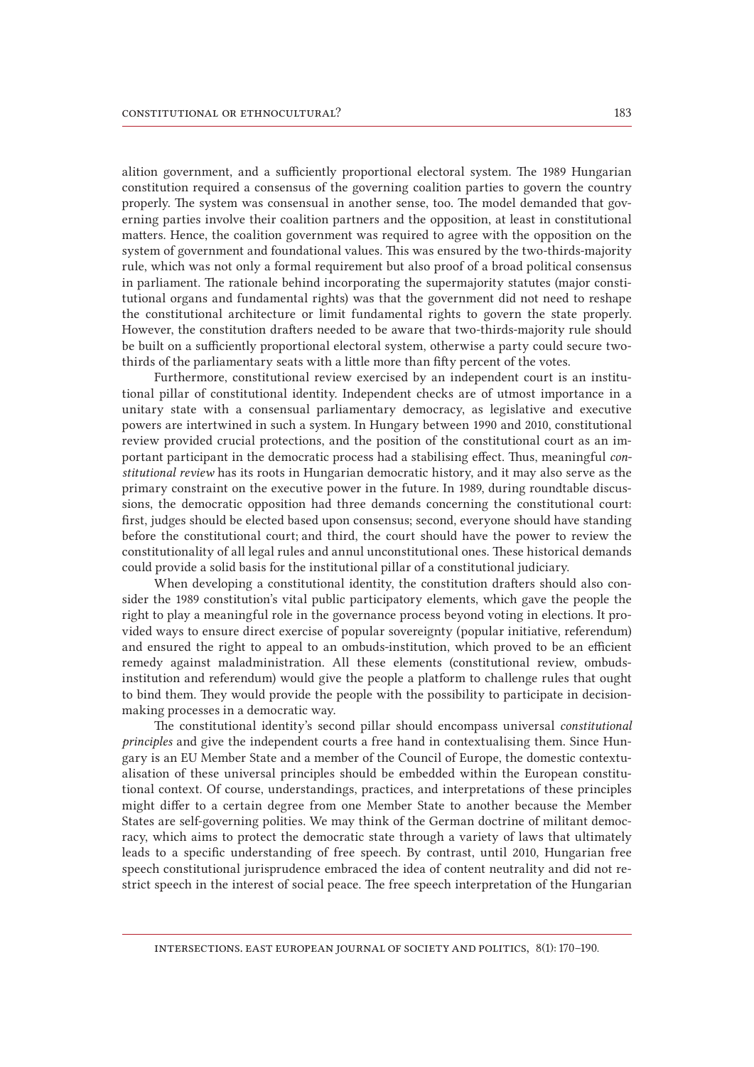alition government, and a sufficiently proportional electoral system. The 1989 Hungarian constitution required a consensus of the governing coalition parties to govern the country properly. The system was consensual in another sense, too. The model demanded that governing parties involve their coalition partners and the opposition, at least in constitutional matters. Hence, the coalition government was required to agree with the opposition on the system of government and foundational values. This was ensured by the two-thirds-majority rule, which was not only a formal requirement but also proof of a broad political consensus in parliament. The rationale behind incorporating the supermajority statutes (major constitutional organs and fundamental rights) was that the government did not need to reshape the constitutional architecture or limit fundamental rights to govern the state properly. However, the constitution drafters needed to be aware that two-thirds-majority rule should be built on a sufficiently proportional electoral system, otherwise a party could secure two-thirds of the parliamentary seats with a little more than fifty percent of the votes.

Furthermore, constitutional review exercised by an independent court is an institutional pillar of constitutional identity. Independent checks are of utmost importance in a unitary state with a consensual parliamentary democracy, as legislative and executive powers are intertwined in such a system. In Hungary between 1990 and 2010, constitutional review provided crucial protections, and the position of the constitutional court as an important participant in the democratic process had a stabilising effect. Thus, meaningful *constitutional review* has its roots in Hungarian democratic history, and it may also serve as the primary constraint on the executive power in the future. In 1989, during roundtable discussions, the democratic opposition had three demands concerning the constitutional court: first, judges should be elected based upon consensus; second, everyone should have standing before the constitutional court; and third, the court should have the power to review the constitutionality of all legal rules and annul unconstitutional ones. These historical demands could provide a solid basis for the institutional pillar of a constitutional judiciary.

When developing a constitutional identity, the constitution drafters should also consider the 1989 constitution's vital public participatory elements, which gave the people the right to play a meaningful role in the governance process beyond voting in elections. It provided ways to ensure direct exercise of popular sovereignty (popular initiative, referendum) and ensured the right to appeal to an ombuds-institution, which proved to be an efficient remedy against maladministration. All these elements (constitutional review, ombuds-institution and referendum) would give the people a platform to challenge rules that ought to bind them. They would provide the people with the possibility to participate in decision-making processes in a democratic way.

The constitutional identity's second pillar should encompass universal *constitutional principles* and give the independent courts a free hand in contextualising them. Since Hungary is an EU Member State and a member of the Council of Europe, the domestic contextualisation of these universal principles should be embedded within the European constitutional context. Of course, understandings, practices, and interpretations of these principles might differ to a certain degree from one Member State to another because the Member States are self-governing polities. We may think of the German doctrine of militant democracy, which aims to protect the democratic state through a variety of laws that ultimately leads to a specific understanding of free speech. By contrast, until 2010, Hungarian free speech constitutional jurisprudence embraced the idea of content neutrality and did not restrict speech in the interest of social peace. The free speech interpretation of the Hungarian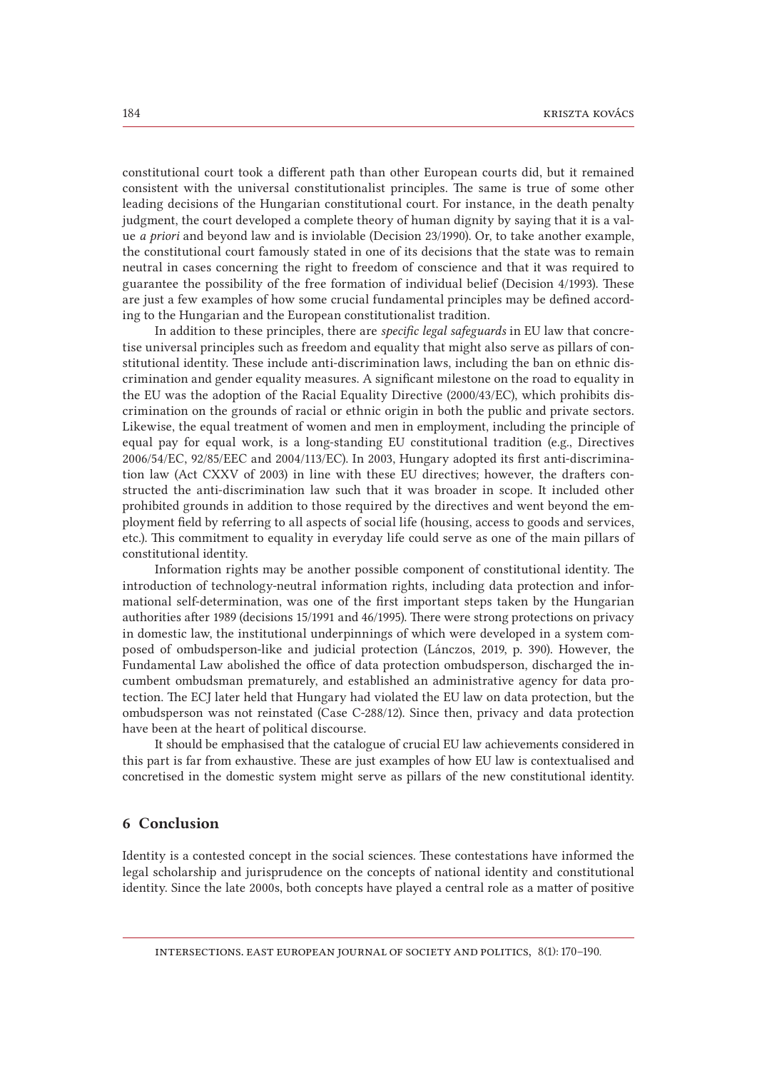constitutional court took a different path than other European courts did, but it remained consistent with the universal constitutionalist principles. The same is true of some other leading decisions of the Hungarian constitutional court. For instance, in the death penalty judgment, the court developed a complete theory of human dignity by saying that it is a value *a priori* and beyond law and is inviolable (Decision 23/1990). Or, to take another example, the constitutional court famously stated in one of its decisions that the state was to remain neutral in cases concerning the right to freedom of conscience and that it was required to guarantee the possibility of the free formation of individual belief (Decision 4/1993). These are just a few examples of how some crucial fundamental principles may be defined according to the Hungarian and the European constitutionalist tradition.

In addition to these principles, there are *specific legal safeguards* in EU law that concretise universal principles such as freedom and equality that might also serve as pillars of constitutional identity. These include anti-discrimination laws, including the ban on ethnic discrimination and gender equality measures. A significant milestone on the road to equality in the EU was the adoption of the Racial Equality Directive (2000/43/EC), which prohibits discrimination on the grounds of racial or ethnic origin in both the public and private sectors. Likewise, the equal treatment of women and men in employment, including the principle of equal pay for equal work, is a long-standing EU constitutional tradition (e.g., Directives 2006/54/EC, 92/85/EEC and 2004/113/EC). In 2003, Hungary adopted its first anti-discrimination law (Act CXXV of 2003) in line with these EU directives; however, the drafters constructed the anti-discrimination law such that it was broader in scope. It included other prohibited grounds in addition to those required by the directives and went beyond the employment field by referring to all aspects of social life (housing, access to goods and services, etc.). This commitment to equality in everyday life could serve as one of the main pillars of constitutional identity.

Information rights may be another possible component of constitutional identity. The introduction of technology-neutral information rights, including data protection and informational self-determination, was one of the first important steps taken by the Hungarian authorities after 1989 (decisions 15/1991 and 46/1995). There were strong protections on privacy in domestic law, the institutional underpinnings of which were developed in a system composed of ombudsperson-like and judicial protection (Lánczos, 2019, p. 390). However, the Fundamental Law abolished the office of data protection ombudsperson, discharged the incumbent ombudsman prematurely, and established an administrative agency for data protection. The ECJ later held that Hungary had violated the EU law on data protection, but the ombudsperson was not reinstated (Case C-288/12). Since then, privacy and data protection have been at the heart of political discourse.

It should be emphasised that the catalogue of crucial EU law achievements considered in this part is far from exhaustive. These are just examples of how EU law is contextualised and concretised in the domestic system might serve as pillars of the new constitutional identity.

## 6 Conclusion

Identity is a contested concept in the social sciences. These contestations have informed the legal scholarship and jurisprudence on the concepts of national identity and constitutional identity. Since the late 2000s, both concepts have played a central role as a matter of positive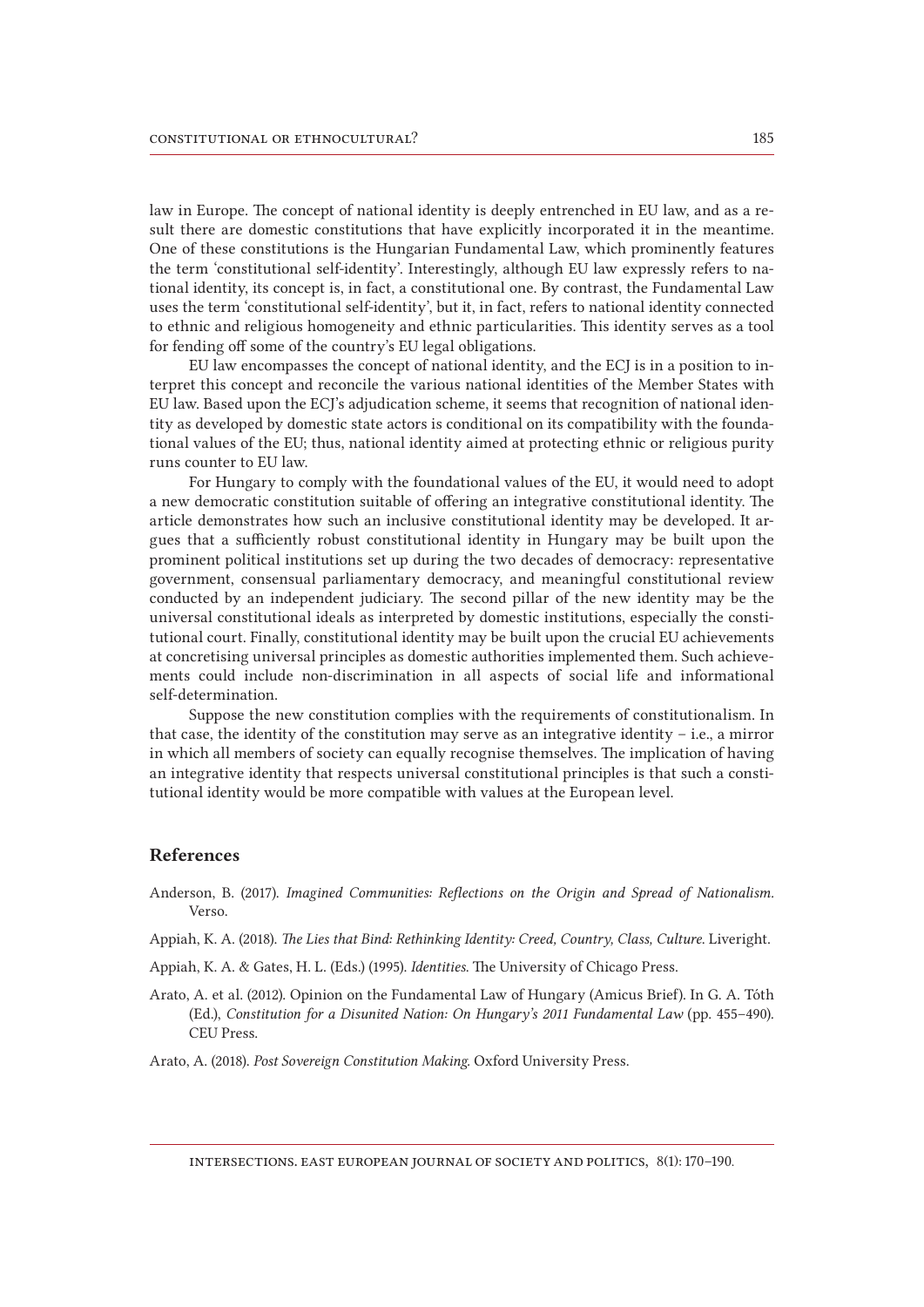law in Europe. The concept of national identity is deeply entrenched in EU law, and as a result there are domestic constitutions that have explicitly incorporated it in the meantime. One of these constitutions is the Hungarian Fundamental Law, which prominently features the term 'constitutional self-identity'. Interestingly, although EU law expressly refers to national identity, its concept is, in fact, a constitutional one. By contrast, the Fundamental Law uses the term 'constitutional self-identity', but it, in fact, refers to national identity connected to ethnic and religious homogeneity and ethnic particularities. This identity serves as a tool for fending off some of the country's EU legal obligations.

EU law encompasses the concept of national identity, and the ECJ is in a position to interpret this concept and reconcile the various national identities of the Member States with EU law. Based upon the ECJ's adjudication scheme, it seems that recognition of national identity as developed by domestic state actors is conditional on its compatibility with the foundational values of the EU; thus, national identity aimed at protecting ethnic or religious purity runs counter to EU law.

For Hungary to comply with the foundational values of the EU, it would need to adopt a new democratic constitution suitable of offering an integrative constitutional identity. The article demonstrates how such an inclusive constitutional identity may be developed. It argues that a sufficiently robust constitutional identity in Hungary may be built upon the prominent political institutions set up during the two decades of democracy: representative government, consensual parliamentary democracy, and meaningful constitutional review conducted by an independent judiciary. The second pillar of the new identity may be the universal constitutional ideals as interpreted by domestic institutions, especially the constitutional court. Finally, constitutional identity may be built upon the crucial EU achievements at concretising universal principles as domestic authorities implemented them. Such achievements could include non-discrimination in all aspects of social life and informational self-determination.

Suppose the new constitution complies with the requirements of constitutionalism. In that case, the identity of the constitution may serve as an integrative identity – i.e., a mirror in which all members of society can equally recognise themselves. The implication of having an integrative identity that respects universal constitutional principles is that such a constitutional identity would be more compatible with values at the European level.

## References

Anderson, B. (2017). *Imagined Communities: Reflections on the Origin and Spread of Nationalism*. Verso.

Appiah, K. A. (2018). *The Lies that Bind: Rethinking Identity: Creed, Country, Class, Culture*. Liveright.

Appiah, K. A. & Gates, H. L. (Eds.) (1995). *Identities*. The University of Chicago Press.

Arato, A. et al. (2012). Opinion on the Fundamental Law of Hungary (Amicus Brief). In G. A. Tóth (Ed.), *Constitution for a Disunited Nation: On Hungary's 2011 Fundamental Law* (pp. 455–490). CEU Press.

Arato, A. (2018). *Post Sovereign Constitution Making*. Oxford University Press.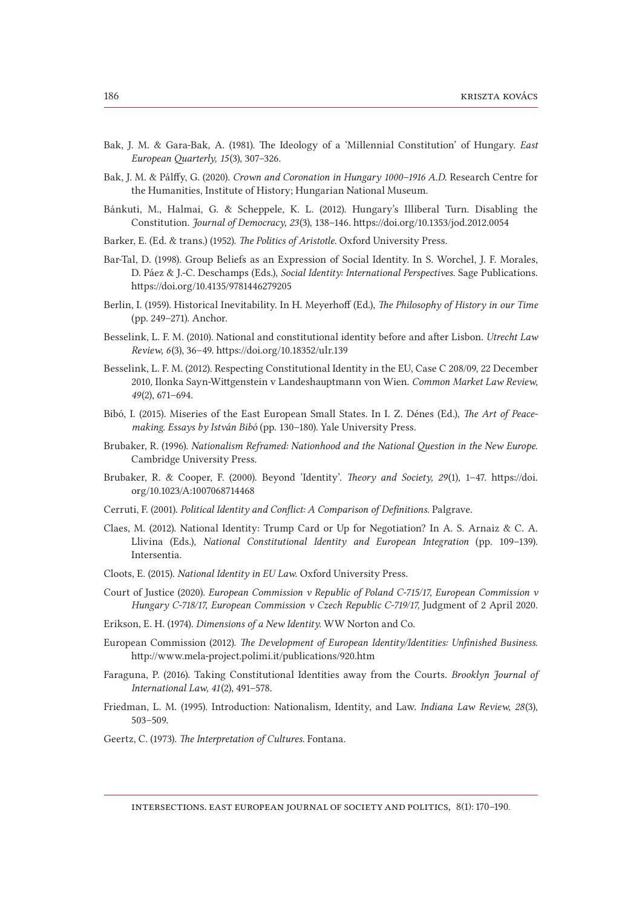Bak, J. M. & Gara-Bak, A. (1981). The Ideology of a 'Millennial Constitution' of Hungary. *East European Quarterly, 15*(3), 307–326.

Bak, J. M. & Pálffy, G. (2020). *Crown and Coronation in Hungary 1000–1916 A.D.* Research Centre for the Humanities, Institute of History; Hungarian National Museum.

Bánkuti, M., Halmai, G. & Scheppele, K. L. (2012). Hungary's Illiberal Turn. Disabling the Constitution. *Journal of Democracy, 23*(3), 138–146. https://doi.org/10.1353/jod.2012.0054

Barker, E. (Ed. & trans.) (1952). *The Politics of Aristotle.* Oxford University Press.

Bar-Tal, D. (1998). Group Beliefs as an Expression of Social Identity. In S. Worchel, J. F. Morales, D. Páez & J.-C. Deschamps (Eds.), *Social Identity: International Perspectives.* Sage Publications. https://doi.org/10.4135/9781446279205

Berlin, I. (1959). Historical Inevitability. In H. Meyerhoff (Ed.), *The Philosophy of History in our Time* (pp. 249–271). Anchor.

Besselink, L. F. M. (2010). National and constitutional identity before and after Lisbon. *Utrecht Law Review, 6*(3), 36–49. https://doi.org/10.18352/ulr.139

Besselink, L. F. M. (2012). Respecting Constitutional Identity in the EU, Case C 208/09, 22 December 2010, Ilonka Sayn-Wittgenstein v Landeshauptmann von Wien. *Common Market Law Review, 49*(2), 671–694.

Bibó, I. (2015). Miseries of the East European Small States. In I. Z. Dénes (Ed.), *The Art of Peacemaking. Essays by István Bibó* (pp. 130–180). Yale University Press.

Brubaker, R. (1996). *Nationalism Reframed: Nationhood and the National Question in the New Europe.* Cambridge University Press.

Brubaker, R. & Cooper, F. (2000). Beyond 'Identity'. *Theory and Society, 29*(1), 1–47. https://doi.org/10.1023/A:1007068714468

Cerruti, F. (2001). *Political Identity and Conflict: A Comparison of Definitions.* Palgrave.

Claes, M. (2012). National Identity: Trump Card or Up for Negotiation? In A. S. Arnaiz & C. A. Llivina (Eds.), *National Constitutional Identity and European Integration* (pp. 109–139). Intersentia.

Cloots, E. (2015). *National Identity in EU Law.* Oxford University Press.

Court of Justice (2020). *European Commission v Republic of Poland C-715/17, European Commission v Hungary C-718/17, European Commission v Czech Republic C-719/17,* Judgment of 2 April 2020.

Erikson, E. H. (1974). *Dimensions of a New Identity.* WW Norton and Co.

European Commission (2012). *The Development of European Identity/Identities: Unfinished Business.* http://www.mela-project.polimi.it/publications/920.htm

Faraguna, P. (2016). Taking Constitutional Identities away from the Courts. *Brooklyn Journal of International Law, 41*(2), 491–578.

Friedman, L. M. (1995). Introduction: Nationalism, Identity, and Law. *Indiana Law Review, 28*(3), 503–509.

Geertz, C. (1973). *The Interpretation of Cultures.* Fontana.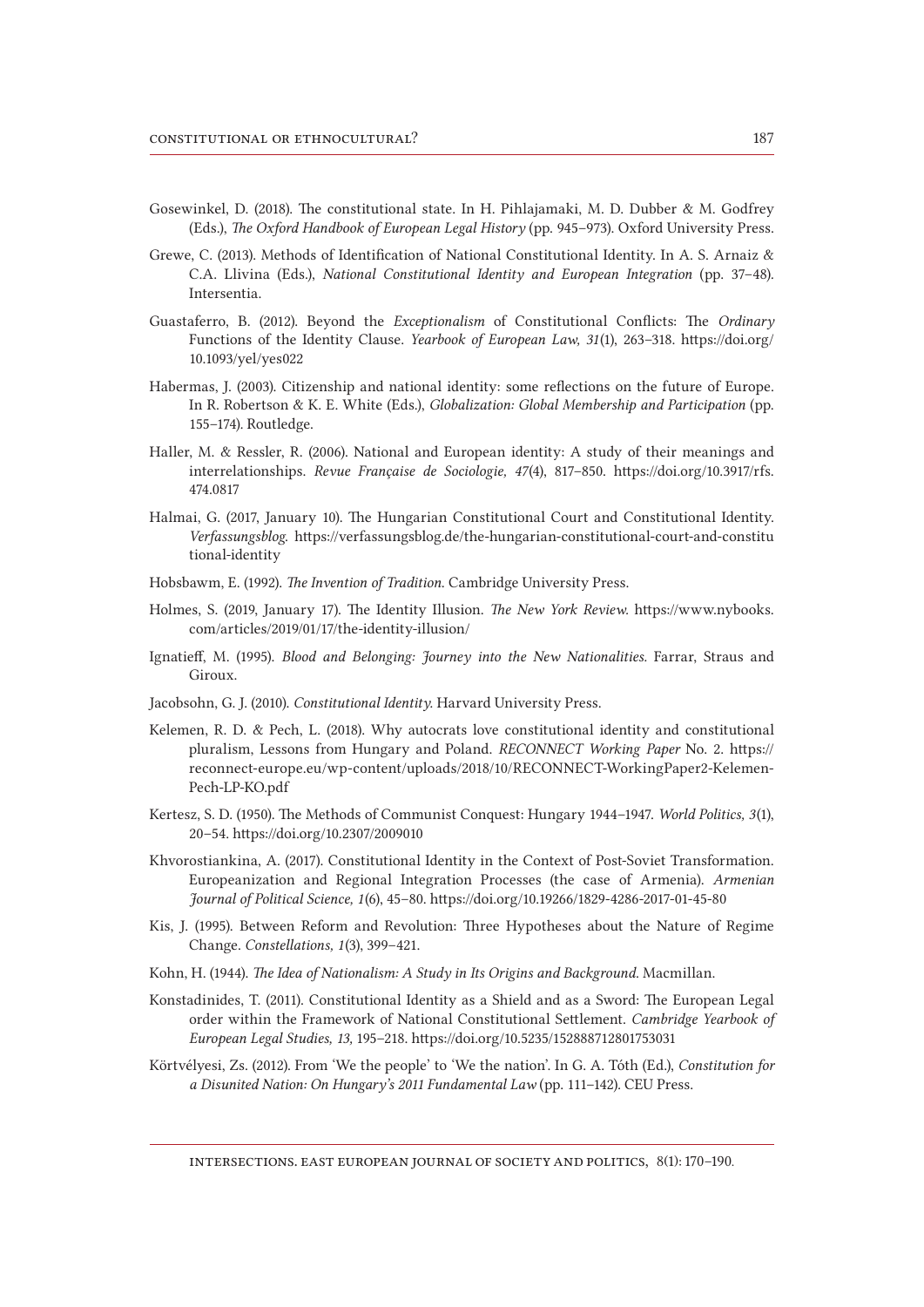Gosewinkel, D. (2018). The constitutional state. In H. Pihlajamaki, M. D. Dubber & M. Godfrey (Eds.), *The Oxford Handbook of European Legal History* (pp. 945–973). Oxford University Press.

Grewe, C. (2013). Methods of Identification of National Constitutional Identity. In A. S. Arnaiz & C.A. Llivina (Eds.), *National Constitutional Identity and European Integration* (pp. 37–48). Intersentia.

Guastaferro, B. (2012). Beyond the *Exceptionalism* of Constitutional Conflicts: The *Ordinary* Functions of the Identity Clause. *Yearbook of European Law, 31*(1), 263–318. https://doi.org/10.1093/yel/yes022

Habermas, J. (2003). Citizenship and national identity: some reflections on the future of Europe. In R. Robertson & K. E. White (Eds.), *Globalization: Global Membership and Participation* (pp. 155–174). Routledge.

Haller, M. & Ressler, R. (2006). National and European identity: A study of their meanings and interrelationships. *Revue Française de Sociologie, 47*(4), 817–850. https://doi.org/10.3917/rfs.474.0817

Halmai, G. (2017, January 10). The Hungarian Constitutional Court and Constitutional Identity. *Verfassungsblog*. https://verfassungsblog.de/the-hungarian-constitutional-court-and-constitutional-identity

Hobsbawm, E. (1992). *The Invention of Tradition*. Cambridge University Press.

Holmes, S. (2019, January 17). The Identity Illusion. *The New York Review*. https://www.nybooks.com/articles/2019/01/17/the-identity-illusion/

Ignatieff, M. (1995). *Blood and Belonging: Journey into the New Nationalities*. Farrar, Straus and Giroux.

Jacobsohn, G. J. (2010). *Constitutional Identity*. Harvard University Press.

Kelemen, R. D. & Pech, L. (2018). Why autocrats love constitutional identity and constitutional pluralism, Lessons from Hungary and Poland. *RECONNECT Working Paper* No. 2. https://reconnect-europe.eu/wp-content/uploads/2018/10/RECONNECT-WorkingPaper2-Kelemen-Pech-LP-KO.pdf

Kertesz, S. D. (1950). The Methods of Communist Conquest: Hungary 1944–1947. *World Politics, 3*(1), 20–54. https://doi.org/10.2307/2009010

Khvorostiankina, A. (2017). Constitutional Identity in the Context of Post-Soviet Transformation. Europeanization and Regional Integration Processes (the case of Armenia). *Armenian Journal of Political Science, 1*(6), 45–80. https://doi.org/10.19266/1829-4286-2017-01-45-80

Kis, J. (1995). Between Reform and Revolution: Three Hypotheses about the Nature of Regime Change. *Constellations, 1*(3), 399–421.

Kohn, H. (1944). *The Idea of Nationalism: A Study in Its Origins and Background*. Macmillan.

Konstadinides, T. (2011). Constitutional Identity as a Shield and as a Sword: The European Legal order within the Framework of National Constitutional Settlement. *Cambridge Yearbook of European Legal Studies, 13,* 195–218. https://doi.org/10.5235/152888712801753031

Körtvélyesi, Zs. (2012). From 'We the people' to 'We the nation'. In G. A. Tóth (Ed.), *Constitution for a Disunited Nation: On Hungary's 2011 Fundamental Law* (pp. 111–142). CEU Press.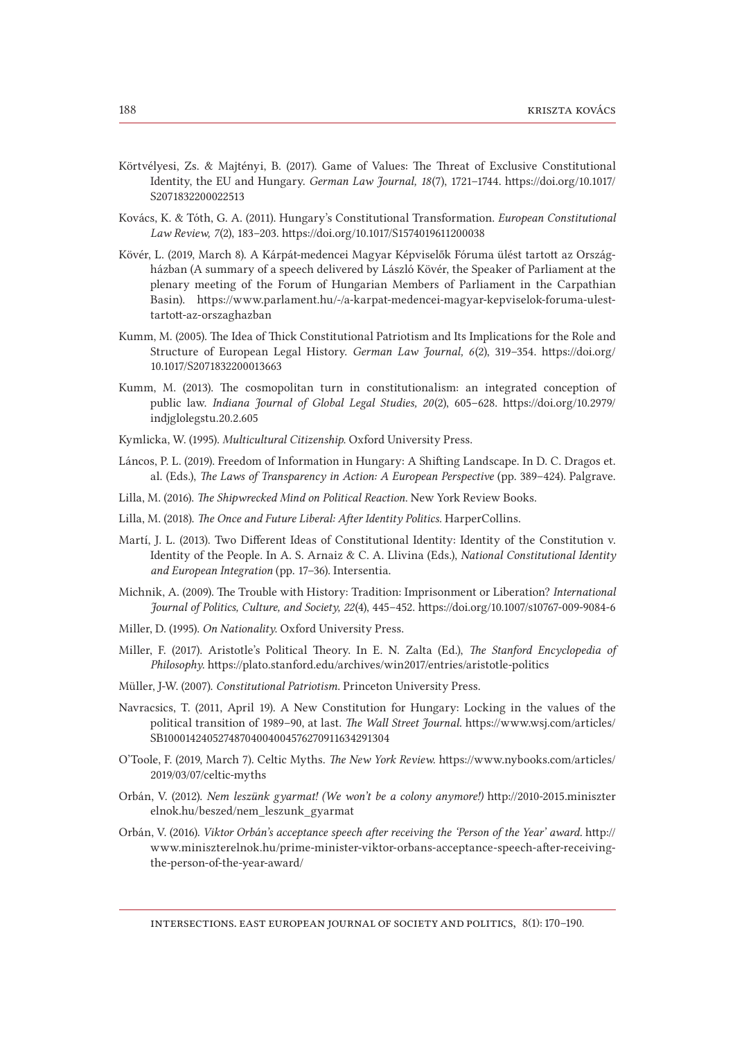Körtvélyesi, Zs. & Majtényi, B. (2017). Game of Values: The Threat of Exclusive Constitutional Identity, the EU and Hungary. *German Law Journal, 18*(7), 1721–1744. https://doi.org/10.1017/S2071832200022513

Kovács, K. & Tóth, G. A. (2011). Hungary's Constitutional Transformation. *European Constitutional Law Review, 7*(2), 183–203. https://doi.org/10.1017/S1574019611200038

Kövér, L. (2019, March 8). A Kárpát-medencei Magyar Képviselők Fóruma ülést tartott az Országházban (A summary of a speech delivered by László Kövér, the Speaker of Parliament at the plenary meeting of the Forum of Hungarian Members of Parliament in the Carpathian Basin). https://www.parlament.hu/-/a-karpat-medencei-magyar-kepviselok-foruma-ulest-tartott-az-orszaghazban

Kumm, M. (2005). The Idea of Thick Constitutional Patriotism and Its Implications for the Role and Structure of European Legal History. *German Law Journal, 6*(2), 319–354. https://doi.org/10.1017/S2071832200013663

Kumm, M. (2013). The cosmopolitan turn in constitutionalism: an integrated conception of public law. *Indiana Journal of Global Legal Studies, 20*(2), 605–628. https://doi.org/10.2979/indjglolegstu.20.2.605

Kymlicka, W. (1995). *Multicultural Citizenship.* Oxford University Press.

Láncos, P. L. (2019). Freedom of Information in Hungary: A Shifting Landscape. In D. C. Dragos et. al. (Eds.), *The Laws of Transparency in Action: A European Perspective* (pp. 389–424). Palgrave.

Lilla, M. (2016). *The Shipwrecked Mind on Political Reaction.* New York Review Books.

Lilla, M. (2018). *The Once and Future Liberal: After Identity Politics.* HarperCollins.

Martí, J. L. (2013). Two Different Ideas of Constitutional Identity: Identity of the Constitution v. Identity of the People. In A. S. Arnaiz & C. A. Llivina (Eds.), *National Constitutional Identity and European Integration* (pp. 17–36). Intersentia.

Michnik, A. (2009). The Trouble with History: Tradition: Imprisonment or Liberation? *International Journal of Politics, Culture, and Society, 22*(4), 445–452. https://doi.org/10.1007/s10767-009-9084-6

Miller, D. (1995). *On Nationality.* Oxford University Press.

Miller, F. (2017). Aristotle's Political Theory. In E. N. Zalta (Ed.), *The Stanford Encyclopedia of Philosophy.* https://plato.stanford.edu/archives/win2017/entries/aristotle-politics

Müller, J-W. (2007). *Constitutional Patriotism.* Princeton University Press.

Navracsics, T. (2011, April 19). A New Constitution for Hungary: Locking in the values of the political transition of 1989–90, at last. *The Wall Street Journal.* https://www.wsj.com/articles/SB10001424052748704004004576270911634291304

O'Toole, F. (2019, March 7). Celtic Myths. *The New York Review.* https://www.nybooks.com/articles/2019/03/07/celtic-myths

Orbán, V. (2012). *Nem leszünk gyarmat! (We won't be a colony anymore!)* http://2010-2015.miniszterelnok.hu/beszed/nem_leszunk_gyarmat

Orbán, V. (2016). *Viktor Orbán's acceptance speech after receiving the 'Person of the Year' award.* http://www.miniszterelnok.hu/prime-minister-viktor-orbans-acceptance-speech-after-receiving-the-person-of-the-year-award/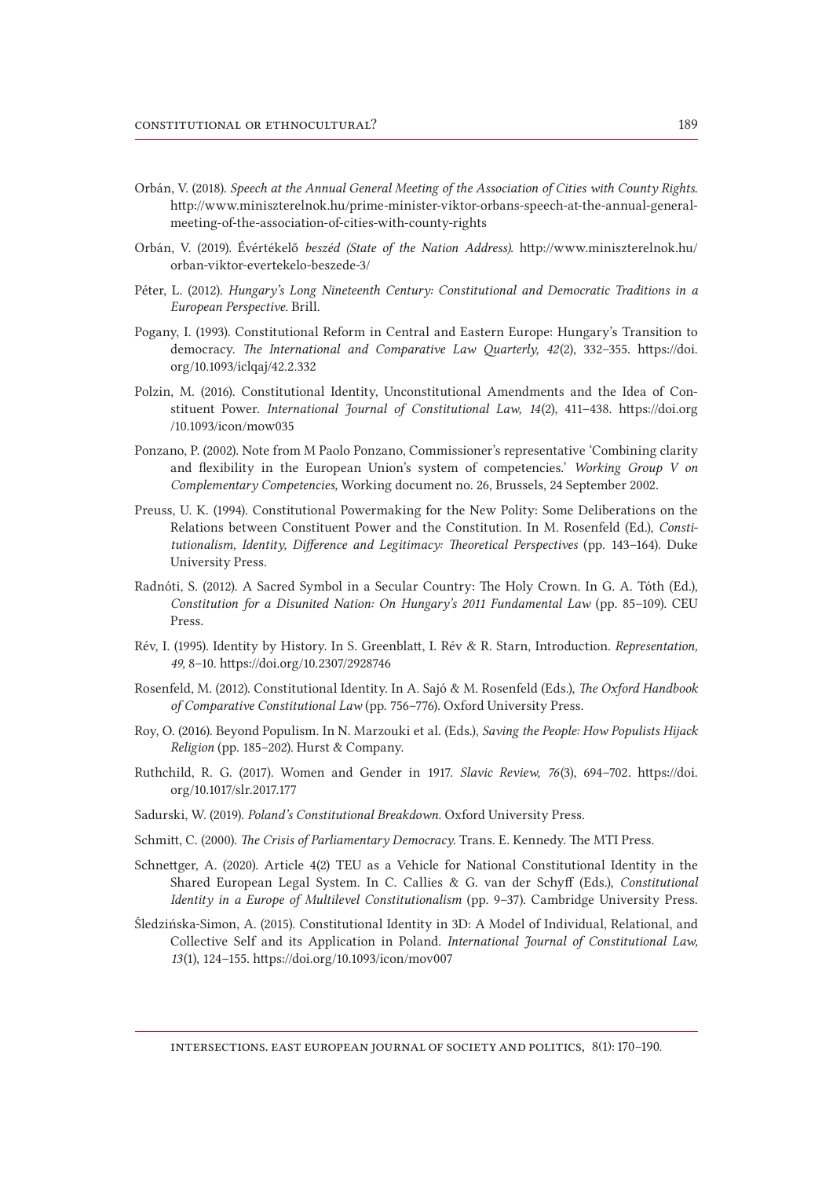Orbán, V. (2018). *Speech at the Annual General Meeting of the Association of Cities with County Rights.* http://www.miniszterelnok.hu/prime-minister-viktor-orbans-speech-at-the-annual-general-meeting-of-the-association-of-cities-with-county-rights

Orbán, V. (2019). Évértékelő *beszéd (State of the Nation Address).* http://www.miniszterelnok.hu/orban-viktor-evertekelo-beszede-3/

Péter, L. (2012). *Hungary's Long Nineteenth Century: Constitutional and Democratic Traditions in a European Perspective.* Brill.

Pogany, I. (1993). Constitutional Reform in Central and Eastern Europe: Hungary's Transition to democracy. *The International and Comparative Law Quarterly, 42*(2), 332–355. https://doi.org/10.1093/iclqaj/42.2.332

Polzin, M. (2016). Constitutional Identity, Unconstitutional Amendments and the Idea of Constituent Power. *International Journal of Constitutional Law, 14*(2), 411–438. https://doi.org/10.1093/icon/mow035

Ponzano, P. (2002). Note from M Paolo Ponzano, Commissioner's representative 'Combining clarity and flexibility in the European Union's system of competencies.' *Working Group V on Complementary Competencies,* Working document no. 26, Brussels, 24 September 2002.

Preuss, U. K. (1994). Constitutional Powermaking for the New Polity: Some Deliberations on the Relations between Constituent Power and the Constitution. In M. Rosenfeld (Ed.), *Constitutionalism, Identity, Difference and Legitimacy: Theoretical Perspectives* (pp. 143–164). Duke University Press.

Radnóti, S. (2012). A Sacred Symbol in a Secular Country: The Holy Crown. In G. A. Tóth (Ed.), *Constitution for a Disunited Nation: On Hungary's 2011 Fundamental Law* (pp. 85–109). CEU Press.

Rév, I. (1995). Identity by History. In S. Greenblatt, I. Rév & R. Starn, Introduction. *Representation, 49,* 8–10. https://doi.org/10.2307/2928746

Rosenfeld, M. (2012). Constitutional Identity. In A. Sajó & M. Rosenfeld (Eds.), *The Oxford Handbook of Comparative Constitutional Law* (pp. 756–776). Oxford University Press.

Roy, O. (2016). Beyond Populism. In N. Marzouki et al. (Eds.), *Saving the People: How Populists Hijack Religion* (pp. 185–202). Hurst & Company.

Ruthchild, R. G. (2017). Women and Gender in 1917. *Slavic Review, 76*(3), 694–702. https://doi.org/10.1017/slr.2017.177

Sadurski, W. (2019). *Poland's Constitutional Breakdown.* Oxford University Press.

Schmitt, C. (2000). *The Crisis of Parliamentary Democracy.* Trans. E. Kennedy. The MTI Press.

Schnettger, A. (2020). Article 4(2) TEU as a Vehicle for National Constitutional Identity in the Shared European Legal System. In C. Callies & G. van der Schyff (Eds.), *Constitutional Identity in a Europe of Multilevel Constitutionalism* (pp. 9–37). Cambridge University Press.

Śledzińska-Simon, A. (2015). Constitutional Identity in 3D: A Model of Individual, Relational, and Collective Self and its Application in Poland. *International Journal of Constitutional Law, 13*(1), 124–155. https://doi.org/10.1093/icon/mov007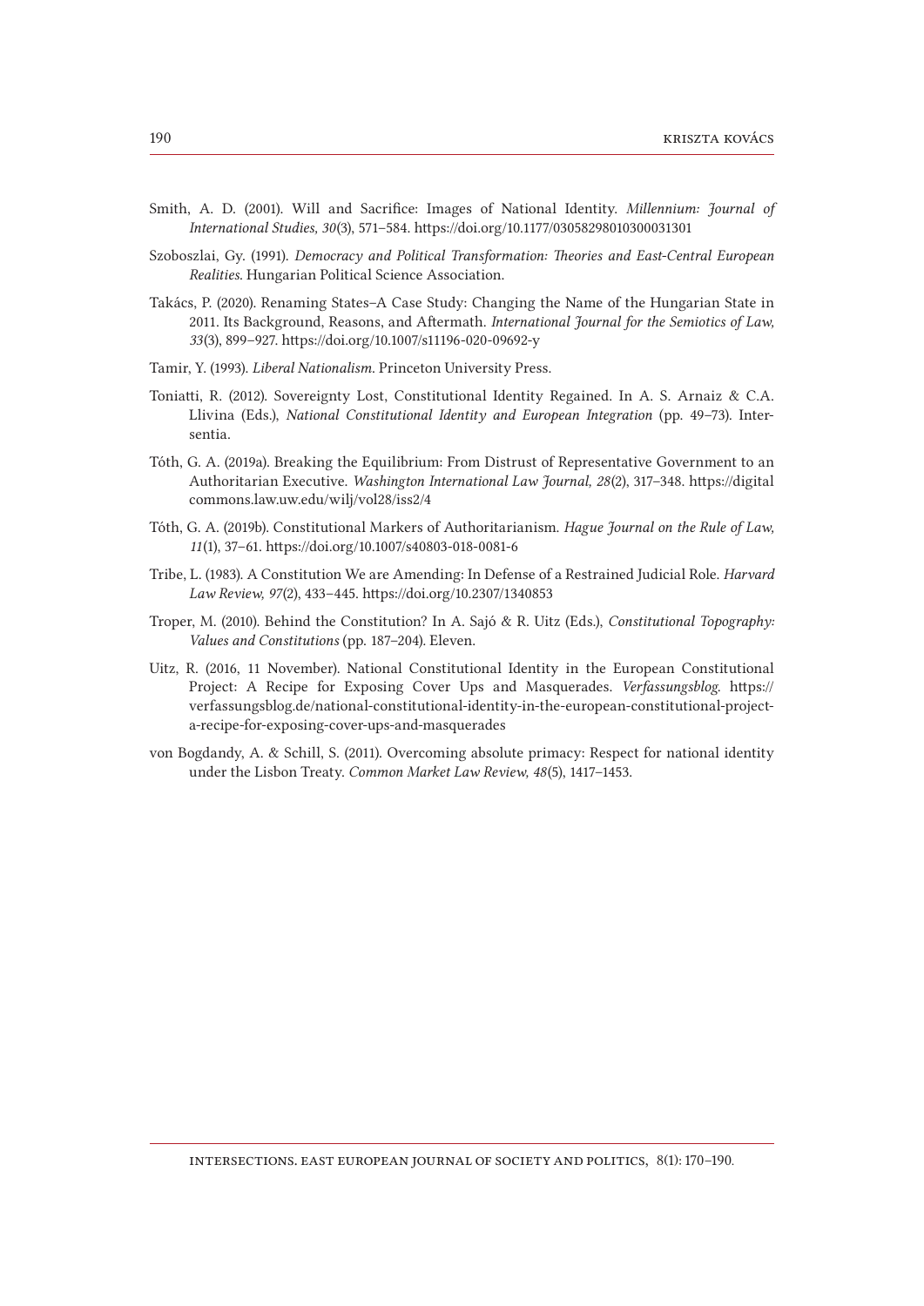Smith, A. D. (2001). Will and Sacrifice: Images of National Identity. *Millennium: Journal of International Studies, 30*(3), 571–584. https://doi.org/10.1177/03058298010300031301

Szoboszlai, Gy. (1991). *Democracy and Political Transformation: Theories and East-Central European Realities*. Hungarian Political Science Association.

Takács, P. (2020). Renaming States–A Case Study: Changing the Name of the Hungarian State in 2011. Its Background, Reasons, and Aftermath. *International Journal for the Semiotics of Law, 33*(3), 899–927. https://doi.org/10.1007/s11196-020-09692-y

Tamir, Y. (1993). *Liberal Nationalism*. Princeton University Press.

Toniatti, R. (2012). Sovereignty Lost, Constitutional Identity Regained. In A. S. Arnaiz & C.A. Llivina (Eds.), *National Constitutional Identity and European Integration* (pp. 49–73). Intersentia.

Tóth, G. A. (2019a). Breaking the Equilibrium: From Distrust of Representative Government to an Authoritarian Executive. *Washington International Law Journal, 28*(2), 317–348. https://digitalcommons.law.uw.edu/wilj/vol28/iss2/4

Tóth, G. A. (2019b). Constitutional Markers of Authoritarianism. *Hague Journal on the Rule of Law, 11*(1), 37–61. https://doi.org/10.1007/s40803-018-0081-6

Tribe, L. (1983). A Constitution We are Amending: In Defense of a Restrained Judicial Role. *Harvard Law Review, 97*(2), 433–445. https://doi.org/10.2307/1340853

Troper, M. (2010). Behind the Constitution? In A. Sajó & R. Uitz (Eds.), *Constitutional Topography: Values and Constitutions* (pp. 187–204). Eleven.

Uitz, R. (2016, 11 November). National Constitutional Identity in the European Constitutional Project: A Recipe for Exposing Cover Ups and Masquerades. *Verfassungsblog*. https://verfassungsblog.de/national-constitutional-identity-in-the-european-constitutional-project-a-recipe-for-exposing-cover-ups-and-masquerades

von Bogdandy, A. & Schill, S. (2011). Overcoming absolute primacy: Respect for national identity under the Lisbon Treaty. *Common Market Law Review, 48*(5), 1417–1453.